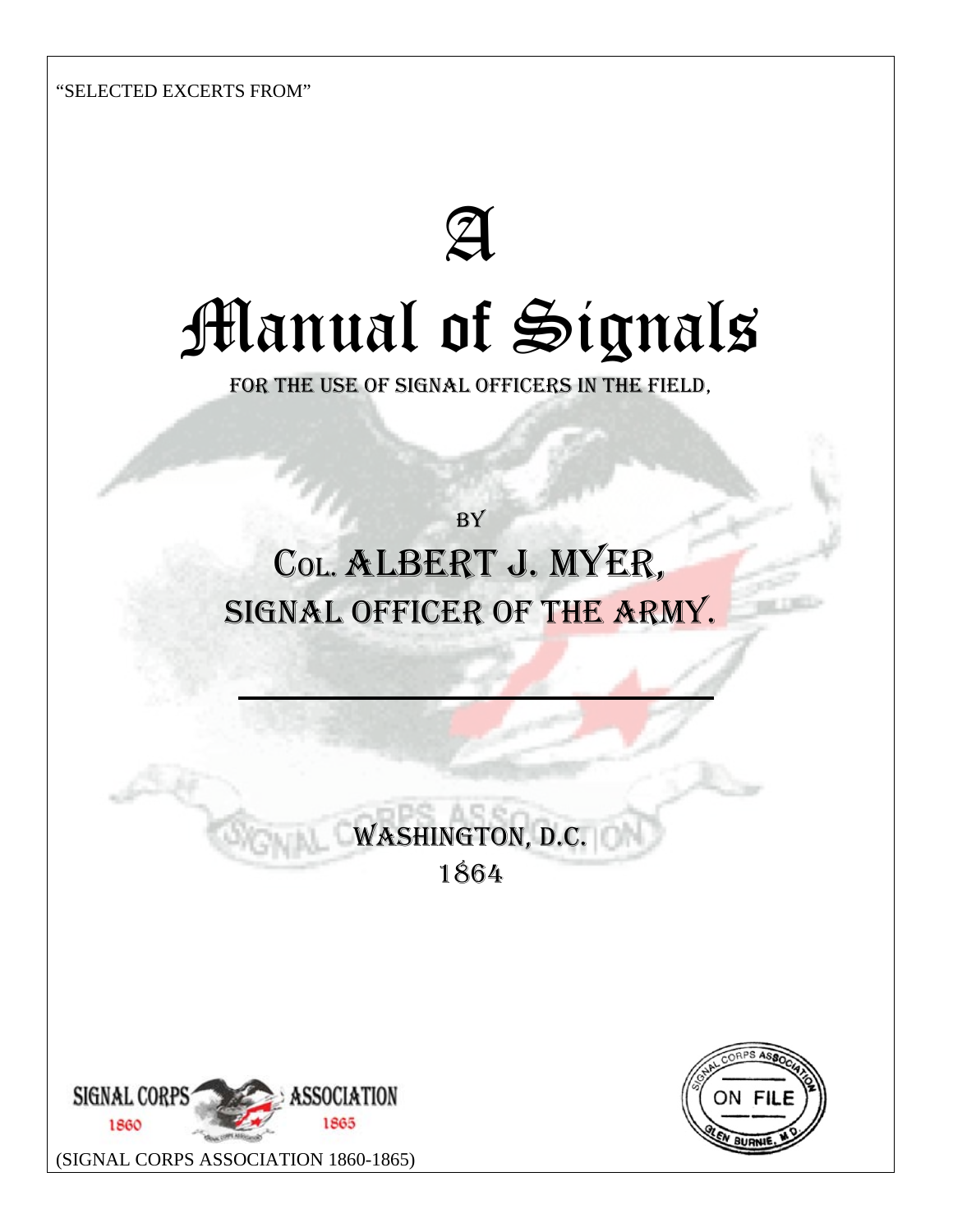"SELECTED EXCERTS FROM"

# A
# Manual of Signals

FOR THE USE OF SIGNAL OFFICERS IN THE FIELD,

BY

## COL. ALBERT J. MYER,
## SIGNAL OFFICER OF THE ARMY.

---

WASHINGTON, D.C.

1864

SIGNAL CORPS ASSOCIATION 1860 1865

(SIGNAL CORPS ASSOCIATION 1860-1865)

SIGNAL CORPS ASSOCIATION ON FILE GLEN BURNIE, MD.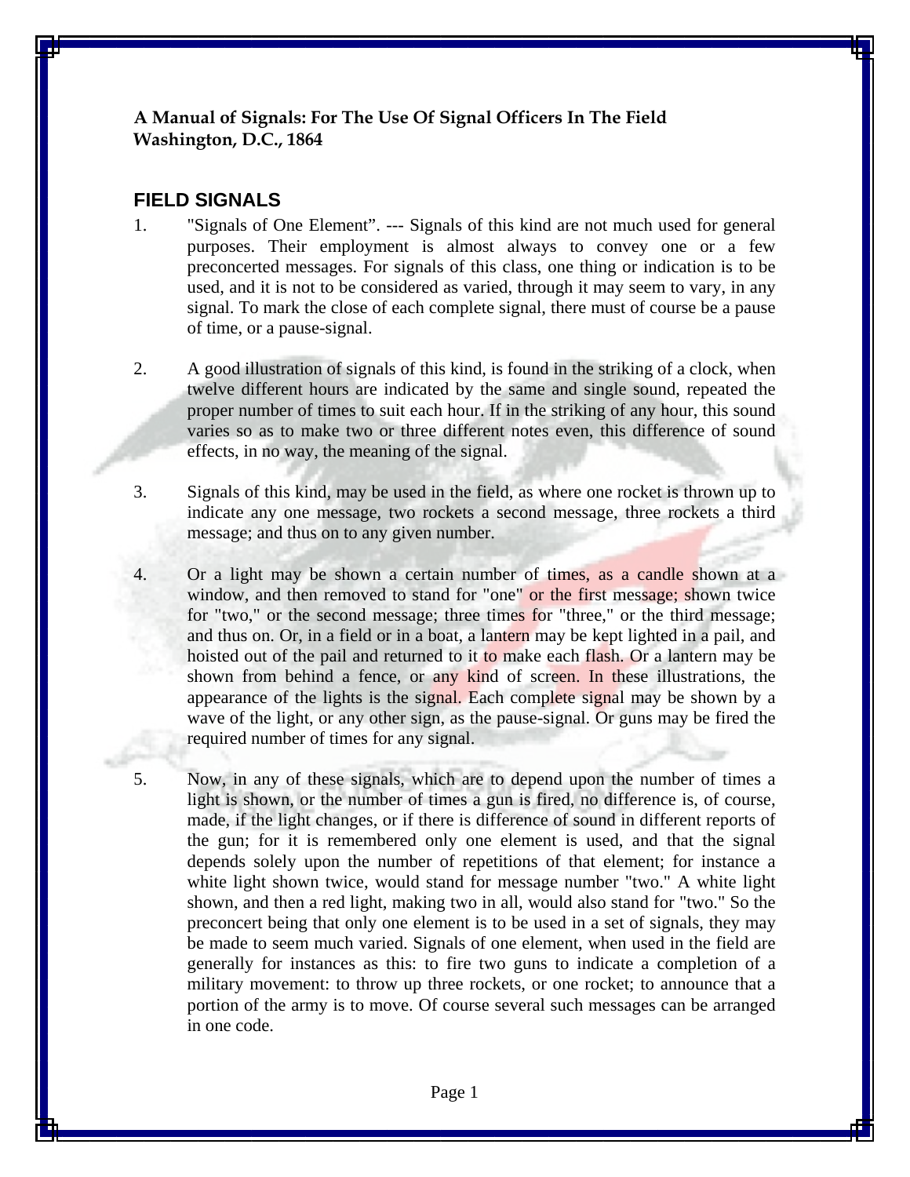**A Manual of Signals: For The Use Of Signal Officers In The Field**
**Washington, D.C., 1864**

## FIELD SIGNALS

1. "Signals of One Element". --- Signals of this kind are not much used for general purposes. Their employment is almost always to convey one or a few preconcerted messages. For signals of this class, one thing or indication is to be used, and it is not to be considered as varied, through it may seem to vary, in any signal. To mark the close of each complete signal, there must of course be a pause of time, or a pause-signal.

2. A good illustration of signals of this kind, is found in the striking of a clock, when twelve different hours are indicated by the same and single sound, repeated the proper number of times to suit each hour. If in the striking of any hour, this sound varies so as to make two or three different notes even, this difference of sound effects, in no way, the meaning of the signal.

3. Signals of this kind, may be used in the field, as where one rocket is thrown up to indicate any one message, two rockets a second message, three rockets a third message; and thus on to any given number.

4. Or a light may be shown a certain number of times, as a candle shown at a window, and then removed to stand for "one" or the first message; shown twice for "two," or the second message; three times for "three," or the third message; and thus on. Or, in a field or in a boat, a lantern may be kept lighted in a pail, and hoisted out of the pail and returned to it to make each flash. Or a lantern may be shown from behind a fence, or any kind of screen. In these illustrations, the appearance of the lights is the signal. Each complete signal may be shown by a wave of the light, or any other sign, as the pause-signal. Or guns may be fired the required number of times for any signal.

5. Now, in any of these signals, which are to depend upon the number of times a light is shown, or the number of times a gun is fired, no difference is, of course, made, if the light changes, or if there is difference of sound in different reports of the gun; for it is remembered only one element is used, and that the signal depends solely upon the number of repetitions of that element; for instance a white light shown twice, would stand for message number "two." A white light shown, and then a red light, making two in all, would also stand for "two." So the preconcert being that only one element is to be used in a set of signals, they may be made to seem much varied. Signals of one element, when used in the field are generally for instances as this: to fire two guns to indicate a completion of a military movement: to throw up three rockets, or one rocket; to announce that a portion of the army is to move. Of course several such messages can be arranged in one code.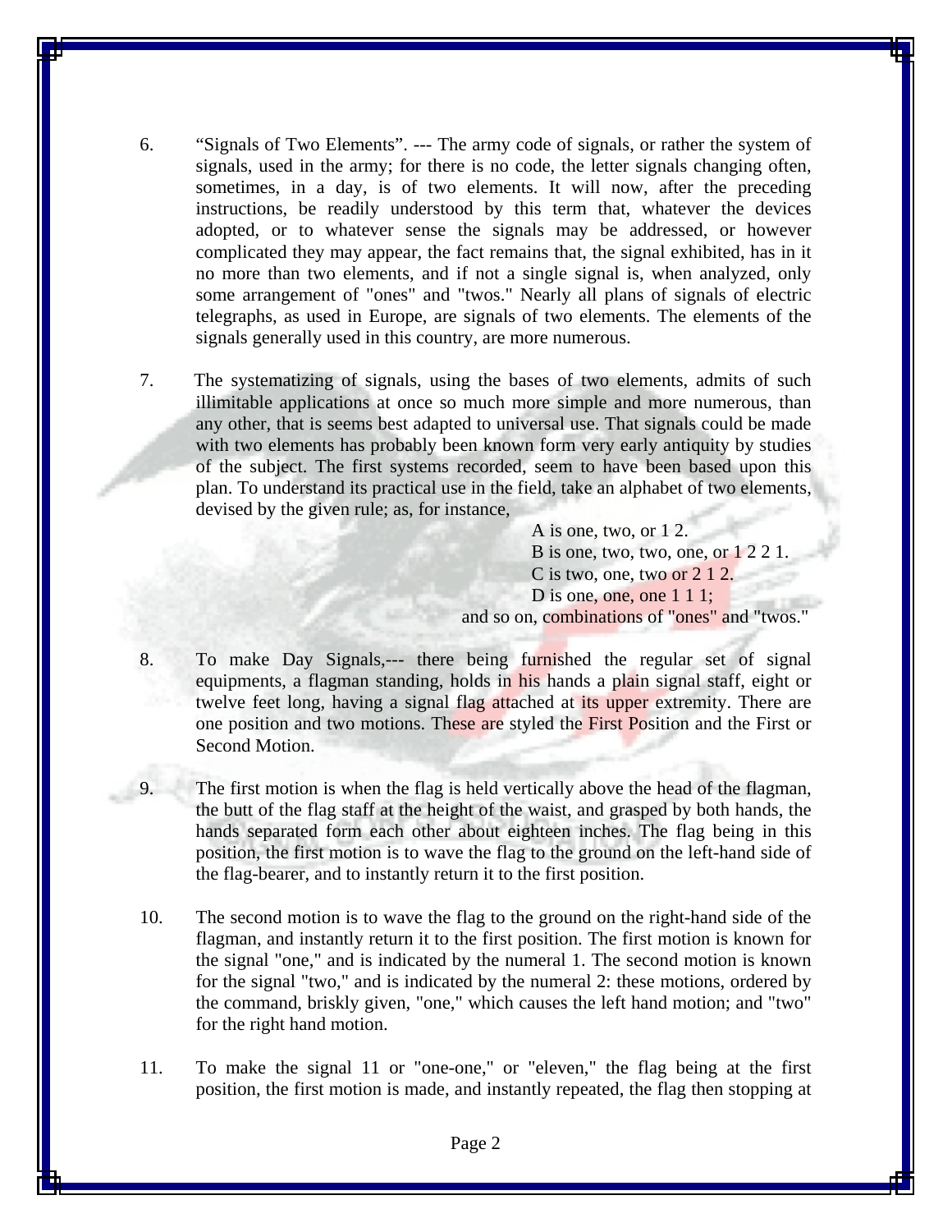6. "Signals of Two Elements". --- The army code of signals, or rather the system of signals, used in the army; for there is no code, the letter signals changing often, sometimes, in a day, is of two elements. It will now, after the preceding instructions, be readily understood by this term that, whatever the devices adopted, or to whatever sense the signals may be addressed, or however complicated they may appear, the fact remains that, the signal exhibited, has in it no more than two elements, and if not a single signal is, when analyzed, only some arrangement of "ones" and "twos." Nearly all plans of signals of electric telegraphs, as used in Europe, are signals of two elements. The elements of the signals generally used in this country, are more numerous.

7. The systematizing of signals, using the bases of two elements, admits of such illimitable applications at once so much more simple and more numerous, than any other, that is seems best adapted to universal use. That signals could be made with two elements has probably been known form very early antiquity by studies of the subject. The first systems recorded, seem to have been based upon this plan. To understand its practical use in the field, take an alphabet of two elements, devised by the given rule; as, for instance,

A is one, two, or 1 2.
B is one, two, two, one, or 1 2 2 1.
C is two, one, two or 2 1 2.
D is one, one, one 1 1 1;
and so on, combinations of "ones" and "twos."

8. To make Day Signals,--- there being furnished the regular set of signal equipments, a flagman standing, holds in his hands a plain signal staff, eight or twelve feet long, having a signal flag attached at its upper extremity. There are one position and two motions. These are styled the First Position and the First or Second Motion.

9. The first motion is when the flag is held vertically above the head of the flagman, the butt of the flag staff at the height of the waist, and grasped by both hands, the hands separated form each other about eighteen inches. The flag being in this position, the first motion is to wave the flag to the ground on the left-hand side of the flag-bearer, and to instantly return it to the first position.

10. The second motion is to wave the flag to the ground on the right-hand side of the flagman, and instantly return it to the first position. The first motion is known for the signal "one," and is indicated by the numeral 1. The second motion is known for the signal "two," and is indicated by the numeral 2: these motions, ordered by the command, briskly given, "one," which causes the left hand motion; and "two" for the right hand motion.

11. To make the signal 11 or "one-one," or "eleven," the flag being at the first position, the first motion is made, and instantly repeated, the flag then stopping at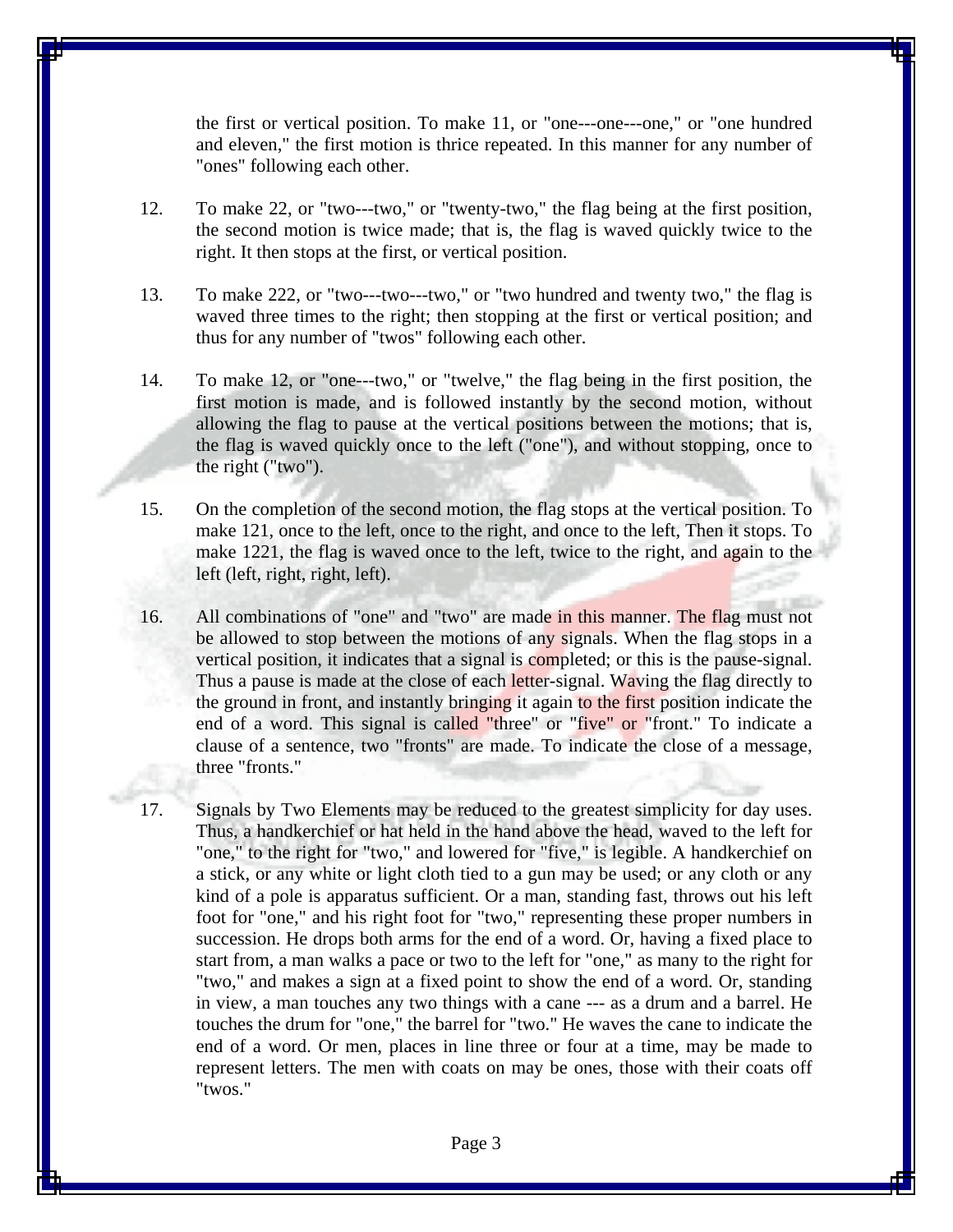the first or vertical position. To make 11, or "one---one---one," or "one hundred and eleven," the first motion is thrice repeated. In this manner for any number of "ones" following each other.

12. To make 22, or "two---two," or "twenty-two," the flag being at the first position, the second motion is twice made; that is, the flag is waved quickly twice to the right. It then stops at the first, or vertical position.

13. To make 222, or "two---two---two," or "two hundred and twenty two," the flag is waved three times to the right; then stopping at the first or vertical position; and thus for any number of "twos" following each other.

14. To make 12, or "one---two," or "twelve," the flag being in the first position, the first motion is made, and is followed instantly by the second motion, without allowing the flag to pause at the vertical positions between the motions; that is, the flag is waved quickly once to the left ("one"), and without stopping, once to the right ("two").

15. On the completion of the second motion, the flag stops at the vertical position. To make 121, once to the left, once to the right, and once to the left, Then it stops. To make 1221, the flag is waved once to the left, twice to the right, and again to the left (left, right, right, left).

16. All combinations of "one" and "two" are made in this manner. The flag must not be allowed to stop between the motions of any signals. When the flag stops in a vertical position, it indicates that a signal is completed; or this is the pause-signal. Thus a pause is made at the close of each letter-signal. Waving the flag directly to the ground in front, and instantly bringing it again to the first position indicate the end of a word. This signal is called "three" or "five" or "front." To indicate a clause of a sentence, two "fronts" are made. To indicate the close of a message, three "fronts."

17. Signals by Two Elements may be reduced to the greatest simplicity for day uses. Thus, a handkerchief or hat held in the hand above the head, waved to the left for "one," to the right for "two," and lowered for "five," is legible. A handkerchief on a stick, or any white or light cloth tied to a gun may be used; or any cloth or any kind of a pole is apparatus sufficient. Or a man, standing fast, throws out his left foot for "one," and his right foot for "two," representing these proper numbers in succession. He drops both arms for the end of a word. Or, having a fixed place to start from, a man walks a pace or two to the left for "one," as many to the right for "two," and makes a sign at a fixed point to show the end of a word. Or, standing in view, a man touches any two things with a cane --- as a drum and a barrel. He touches the drum for "one," the barrel for "two." He waves the cane to indicate the end of a word. Or men, places in line three or four at a time, may be made to represent letters. The men with coats on may be ones, those with their coats off "twos."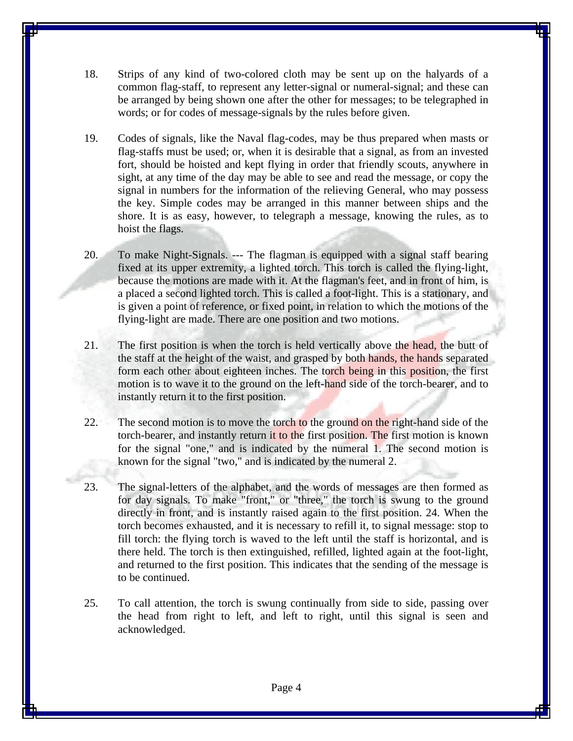18. Strips of any kind of two-colored cloth may be sent up on the halyards of a common flag-staff, to represent any letter-signal or numeral-signal; and these can be arranged by being shown one after the other for messages; to be telegraphed in words; or for codes of message-signals by the rules before given.

19. Codes of signals, like the Naval flag-codes, may be thus prepared when masts or flag-staffs must be used; or, when it is desirable that a signal, as from an invested fort, should be hoisted and kept flying in order that friendly scouts, anywhere in sight, at any time of the day may be able to see and read the message, or copy the signal in numbers for the information of the relieving General, who may possess the key. Simple codes may be arranged in this manner between ships and the shore. It is as easy, however, to telegraph a message, knowing the rules, as to hoist the flags.

20. To make Night-Signals. --- The flagman is equipped with a signal staff bearing fixed at its upper extremity, a lighted torch. This torch is called the flying-light, because the motions are made with it. At the flagman's feet, and in front of him, is a placed a second lighted torch. This is called a foot-light. This is a stationary, and is given a point of reference, or fixed point, in relation to which the motions of the flying-light are made. There are one position and two motions.

21. The first position is when the torch is held vertically above the head, the butt of the staff at the height of the waist, and grasped by both hands, the hands separated form each other about eighteen inches. The torch being in this position, the first motion is to wave it to the ground on the left-hand side of the torch-bearer, and to instantly return it to the first position.

22. The second motion is to move the torch to the ground on the right-hand side of the torch-bearer, and instantly return it to the first position. The first motion is known for the signal "one," and is indicated by the numeral 1. The second motion is known for the signal "two," and is indicated by the numeral 2.

23. The signal-letters of the alphabet, and the words of messages are then formed as for day signals. To make "front," or "three," the torch is swung to the ground directly in front, and is instantly raised again to the first position. 24. When the torch becomes exhausted, and it is necessary to refill it, to signal message: stop to fill torch: the flying torch is waved to the left until the staff is horizontal, and is there held. The torch is then extinguished, refilled, lighted again at the foot-light, and returned to the first position. This indicates that the sending of the message is to be continued.

25. To call attention, the torch is swung continually from side to side, passing over the head from right to left, and left to right, until this signal is seen and acknowledged.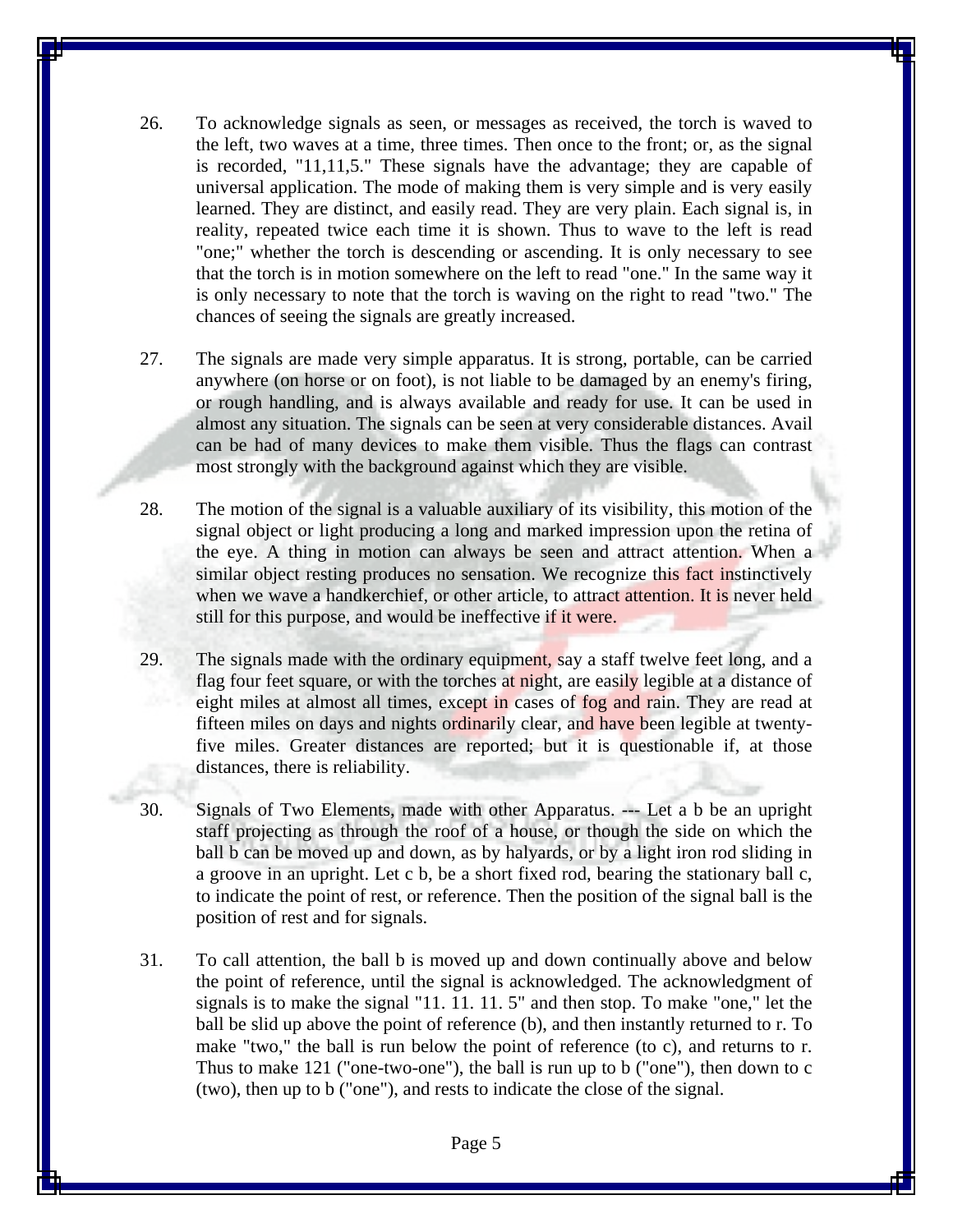26. To acknowledge signals as seen, or messages as received, the torch is waved to the left, two waves at a time, three times. Then once to the front; or, as the signal is recorded, "11,11,5." These signals have the advantage; they are capable of universal application. The mode of making them is very simple and is very easily learned. They are distinct, and easily read. They are very plain. Each signal is, in reality, repeated twice each time it is shown. Thus to wave to the left is read "one;" whether the torch is descending or ascending. It is only necessary to see that the torch is in motion somewhere on the left to read "one." In the same way it is only necessary to note that the torch is waving on the right to read "two." The chances of seeing the signals are greatly increased.

27. The signals are made very simple apparatus. It is strong, portable, can be carried anywhere (on horse or on foot), is not liable to be damaged by an enemy's firing, or rough handling, and is always available and ready for use. It can be used in almost any situation. The signals can be seen at very considerable distances. Avail can be had of many devices to make them visible. Thus the flags can contrast most strongly with the background against which they are visible.

28. The motion of the signal is a valuable auxiliary of its visibility, this motion of the signal object or light producing a long and marked impression upon the retina of the eye. A thing in motion can always be seen and attract attention. When a similar object resting produces no sensation. We recognize this fact instinctively when we wave a handkerchief, or other article, to attract attention. It is never held still for this purpose, and would be ineffective if it were.

29. The signals made with the ordinary equipment, say a staff twelve feet long, and a flag four feet square, or with the torches at night, are easily legible at a distance of eight miles at almost all times, except in cases of fog and rain. They are read at fifteen miles on days and nights ordinarily clear, and have been legible at twenty-five miles. Greater distances are reported; but it is questionable if, at those distances, there is reliability.

30. Signals of Two Elements, made with other Apparatus. --- Let a b be an upright staff projecting as through the roof of a house, or though the side on which the ball b can be moved up and down, as by halyards, or by a light iron rod sliding in a groove in an upright. Let c b, be a short fixed rod, bearing the stationary ball c, to indicate the point of rest, or reference. Then the position of the signal ball is the position of rest and for signals.

31. To call attention, the ball b is moved up and down continually above and below the point of reference, until the signal is acknowledged. The acknowledgment of signals is to make the signal "11. 11. 11. 5" and then stop. To make "one," let the ball be slid up above the point of reference (b), and then instantly returned to r. To make "two," the ball is run below the point of reference (to c), and returns to r. Thus to make 121 ("one-two-one"), the ball is run up to b ("one"), then down to c (two), then up to b ("one"), and rests to indicate the close of the signal.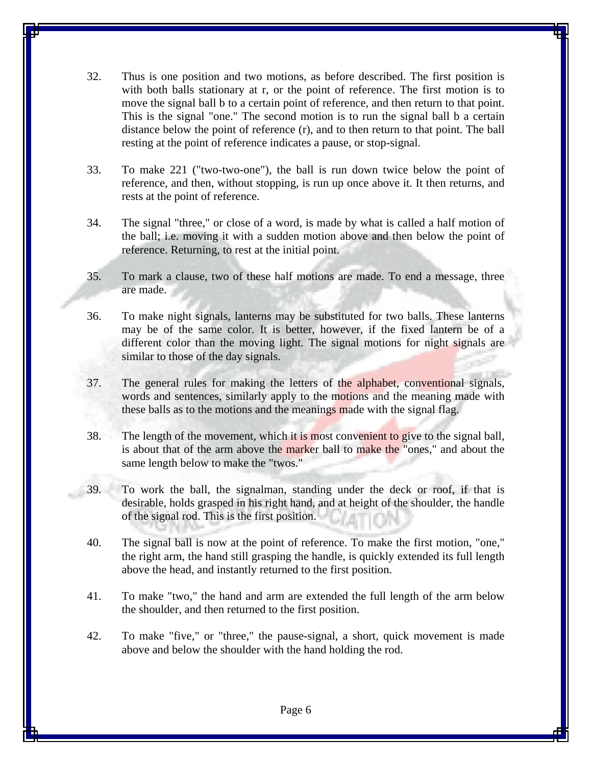32. Thus is one position and two motions, as before described. The first position is with both balls stationary at r, or the point of reference. The first motion is to move the signal ball b to a certain point of reference, and then return to that point. This is the signal "one." The second motion is to run the signal ball b a certain distance below the point of reference (r), and to then return to that point. The ball resting at the point of reference indicates a pause, or stop-signal.

33. To make 221 ("two-two-one"), the ball is run down twice below the point of reference, and then, without stopping, is run up once above it. It then returns, and rests at the point of reference.

34. The signal "three," or close of a word, is made by what is called a half motion of the ball; i.e. moving it with a sudden motion above and then below the point of reference. Returning, to rest at the initial point.

35. To mark a clause, two of these half motions are made. To end a message, three are made.

36. To make night signals, lanterns may be substituted for two balls. These lanterns may be of the same color. It is better, however, if the fixed lantern be of a different color than the moving light. The signal motions for night signals are similar to those of the day signals.

37. The general rules for making the letters of the alphabet, conventional signals, words and sentences, similarly apply to the motions and the meaning made with these balls as to the motions and the meanings made with the signal flag.

38. The length of the movement, which it is most convenient to give to the signal ball, is about that of the arm above the marker ball to make the "ones," and about the same length below to make the "twos."

39. To work the ball, the signalman, standing under the deck or roof, if that is desirable, holds grasped in his right hand, and at height of the shoulder, the handle of the signal rod. This is the first position.

40. The signal ball is now at the point of reference. To make the first motion, "one," the right arm, the hand still grasping the handle, is quickly extended its full length above the head, and instantly returned to the first position.

41. To make "two," the hand and arm are extended the full length of the arm below the shoulder, and then returned to the first position.

42. To make "five," or "three," the pause-signal, a short, quick movement is made above and below the shoulder with the hand holding the rod.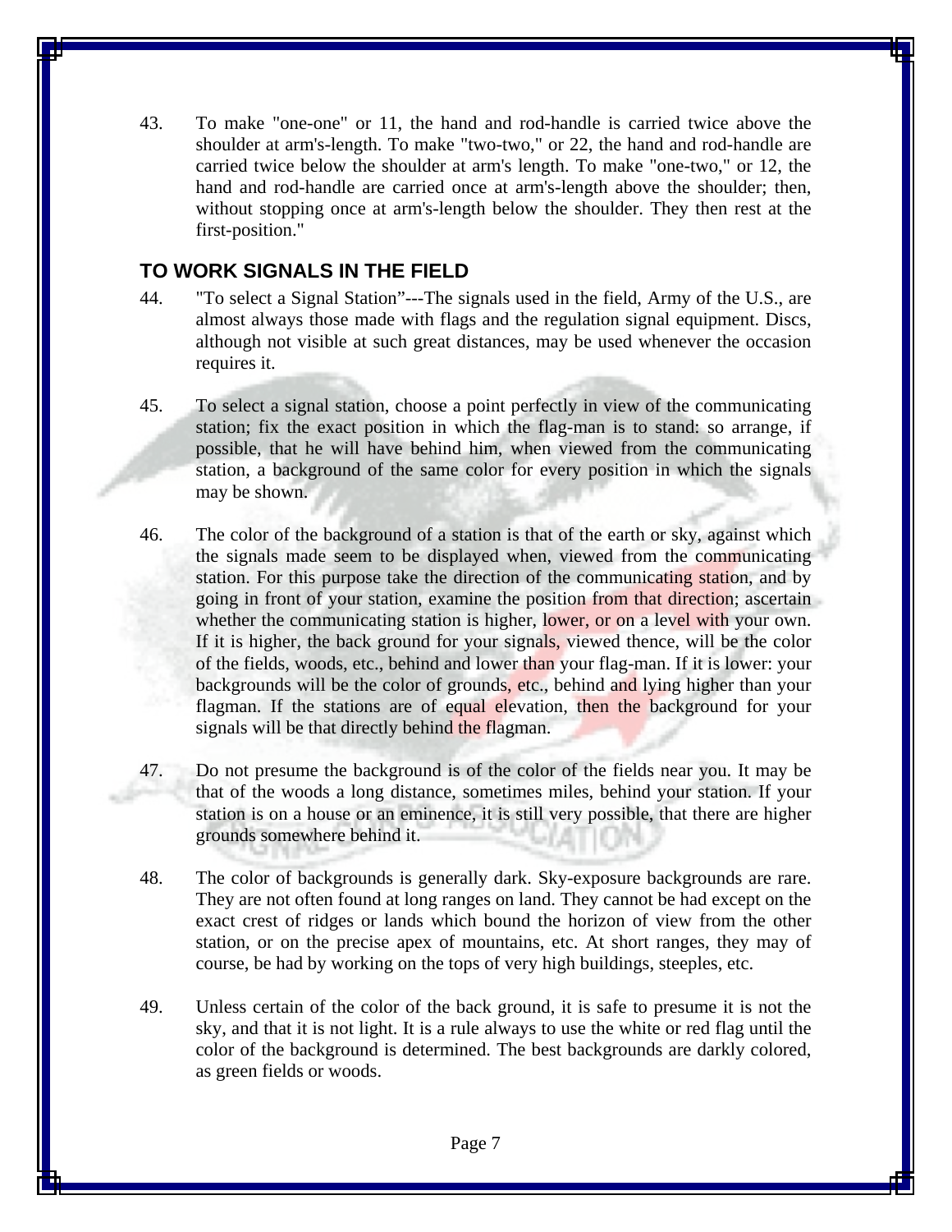43. To make "one-one" or 11, the hand and rod-handle is carried twice above the shoulder at arm's-length. To make "two-two," or 22, the hand and rod-handle are carried twice below the shoulder at arm's length. To make "one-two," or 12, the hand and rod-handle are carried once at arm's-length above the shoulder; then, without stopping once at arm's-length below the shoulder. They then rest at the first-position."

## TO WORK SIGNALS IN THE FIELD

44. "To select a Signal Station"---The signals used in the field, Army of the U.S., are almost always those made with flags and the regulation signal equipment. Discs, although not visible at such great distances, may be used whenever the occasion requires it.

45. To select a signal station, choose a point perfectly in view of the communicating station; fix the exact position in which the flag-man is to stand: so arrange, if possible, that he will have behind him, when viewed from the communicating station, a background of the same color for every position in which the signals may be shown.

46. The color of the background of a station is that of the earth or sky, against which the signals made seem to be displayed when, viewed from the communicating station. For this purpose take the direction of the communicating station, and by going in front of your station, examine the position from that direction; ascertain whether the communicating station is higher, lower, or on a level with your own. If it is higher, the back ground for your signals, viewed thence, will be the color of the fields, woods, etc., behind and lower than your flag-man. If it is lower: your backgrounds will be the color of grounds, etc., behind and lying higher than your flagman. If the stations are of equal elevation, then the background for your signals will be that directly behind the flagman.

47. Do not presume the background is of the color of the fields near you. It may be that of the woods a long distance, sometimes miles, behind your station. If your station is on a house or an eminence, it is still very possible, that there are higher grounds somewhere behind it.

48. The color of backgrounds is generally dark. Sky-exposure backgrounds are rare. They are not often found at long ranges on land. They cannot be had except on the exact crest of ridges or lands which bound the horizon of view from the other station, or on the precise apex of mountains, etc. At short ranges, they may of course, be had by working on the tops of very high buildings, steeples, etc.

49. Unless certain of the color of the back ground, it is safe to presume it is not the sky, and that it is not light. It is a rule always to use the white or red flag until the color of the background is determined. The best backgrounds are darkly colored, as green fields or woods.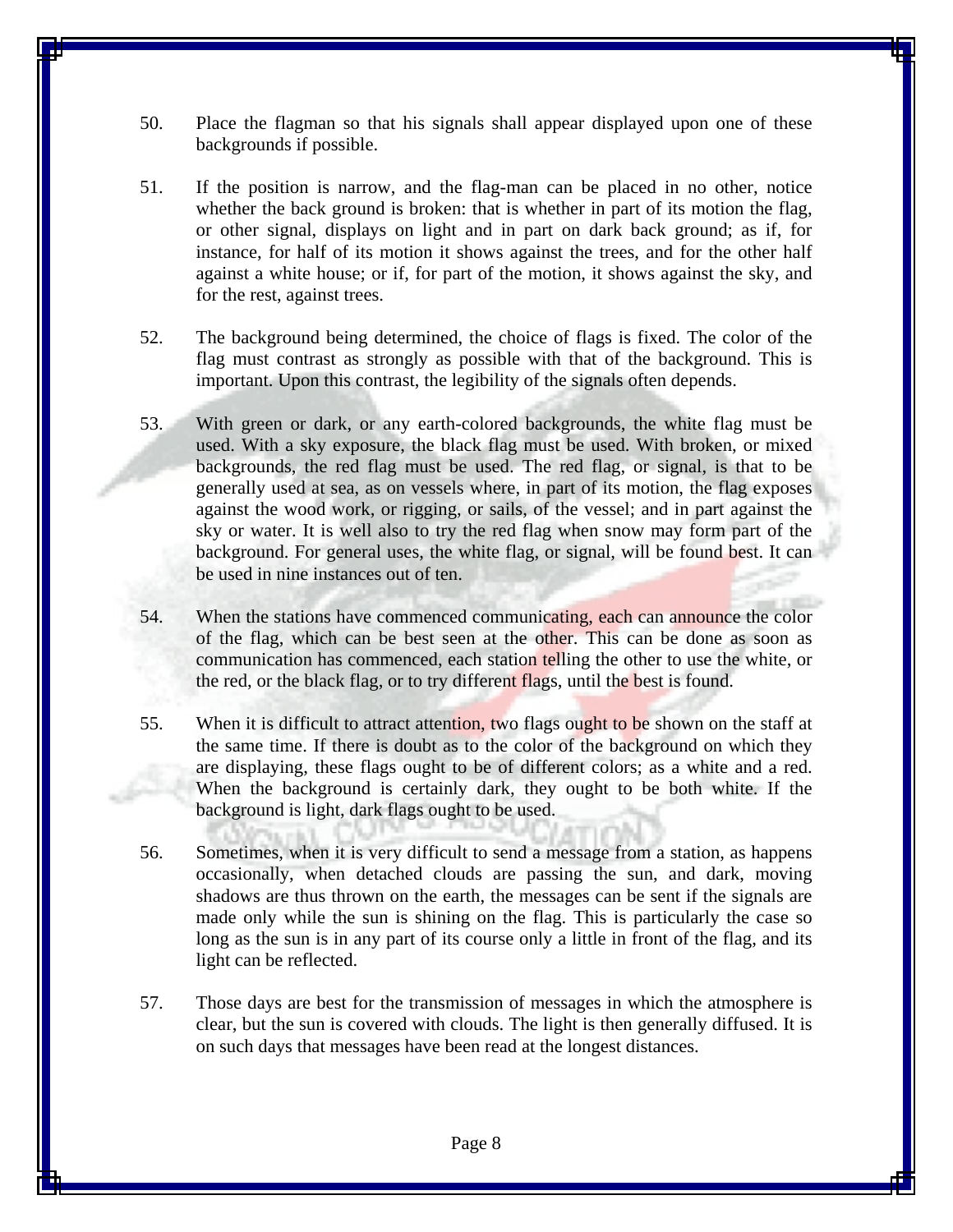50. Place the flagman so that his signals shall appear displayed upon one of these backgrounds if possible.

51. If the position is narrow, and the flag-man can be placed in no other, notice whether the back ground is broken: that is whether in part of its motion the flag, or other signal, displays on light and in part on dark back ground; as if, for instance, for half of its motion it shows against the trees, and for the other half against a white house; or if, for part of the motion, it shows against the sky, and for the rest, against trees.

52. The background being determined, the choice of flags is fixed. The color of the flag must contrast as strongly as possible with that of the background. This is important. Upon this contrast, the legibility of the signals often depends.

53. With green or dark, or any earth-colored backgrounds, the white flag must be used. With a sky exposure, the black flag must be used. With broken, or mixed backgrounds, the red flag must be used. The red flag, or signal, is that to be generally used at sea, as on vessels where, in part of its motion, the flag exposes against the wood work, or rigging, or sails, of the vessel; and in part against the sky or water. It is well also to try the red flag when snow may form part of the background. For general uses, the white flag, or signal, will be found best. It can be used in nine instances out of ten.

54. When the stations have commenced communicating, each can announce the color of the flag, which can be best seen at the other. This can be done as soon as communication has commenced, each station telling the other to use the white, or the red, or the black flag, or to try different flags, until the best is found.

55. When it is difficult to attract attention, two flags ought to be shown on the staff at the same time. If there is doubt as to the color of the background on which they are displaying, these flags ought to be of different colors; as a white and a red. When the background is certainly dark, they ought to be both white. If the background is light, dark flags ought to be used.

56. Sometimes, when it is very difficult to send a message from a station, as happens occasionally, when detached clouds are passing the sun, and dark, moving shadows are thus thrown on the earth, the messages can be sent if the signals are made only while the sun is shining on the flag. This is particularly the case so long as the sun is in any part of its course only a little in front of the flag, and its light can be reflected.

57. Those days are best for the transmission of messages in which the atmosphere is clear, but the sun is covered with clouds. The light is then generally diffused. It is on such days that messages have been read at the longest distances.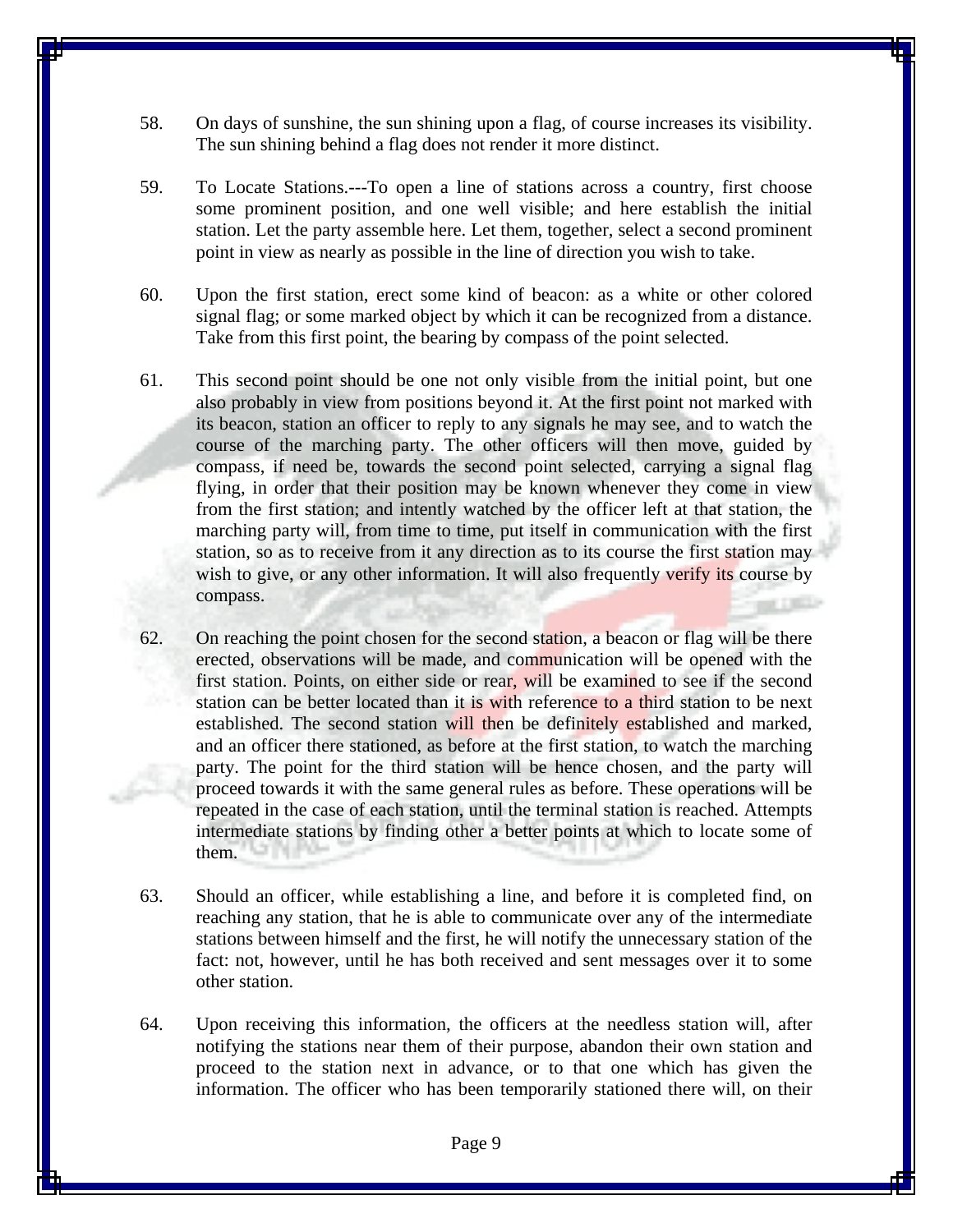58. On days of sunshine, the sun shining upon a flag, of course increases its visibility. The sun shining behind a flag does not render it more distinct.

59. To Locate Stations.---To open a line of stations across a country, first choose some prominent position, and one well visible; and here establish the initial station. Let the party assemble here. Let them, together, select a second prominent point in view as nearly as possible in the line of direction you wish to take.

60. Upon the first station, erect some kind of beacon: as a white or other colored signal flag; or some marked object by which it can be recognized from a distance. Take from this first point, the bearing by compass of the point selected.

61. This second point should be one not only visible from the initial point, but one also probably in view from positions beyond it. At the first point not marked with its beacon, station an officer to reply to any signals he may see, and to watch the course of the marching party. The other officers will then move, guided by compass, if need be, towards the second point selected, carrying a signal flag flying, in order that their position may be known whenever they come in view from the first station; and intently watched by the officer left at that station, the marching party will, from time to time, put itself in communication with the first station, so as to receive from it any direction as to its course the first station may wish to give, or any other information. It will also frequently verify its course by compass.

62. On reaching the point chosen for the second station, a beacon or flag will be there erected, observations will be made, and communication will be opened with the first station. Points, on either side or rear, will be examined to see if the second station can be better located than it is with reference to a third station to be next established. The second station will then be definitely established and marked, and an officer there stationed, as before at the first station, to watch the marching party. The point for the third station will be hence chosen, and the party will proceed towards it with the same general rules as before. These operations will be repeated in the case of each station, until the terminal station is reached. Attempts intermediate stations by finding other a better points at which to locate some of them.

63. Should an officer, while establishing a line, and before it is completed find, on reaching any station, that he is able to communicate over any of the intermediate stations between himself and the first, he will notify the unnecessary station of the fact: not, however, until he has both received and sent messages over it to some other station.

64. Upon receiving this information, the officers at the needless station will, after notifying the stations near them of their purpose, abandon their own station and proceed to the station next in advance, or to that one which has given the information. The officer who has been temporarily stationed there will, on their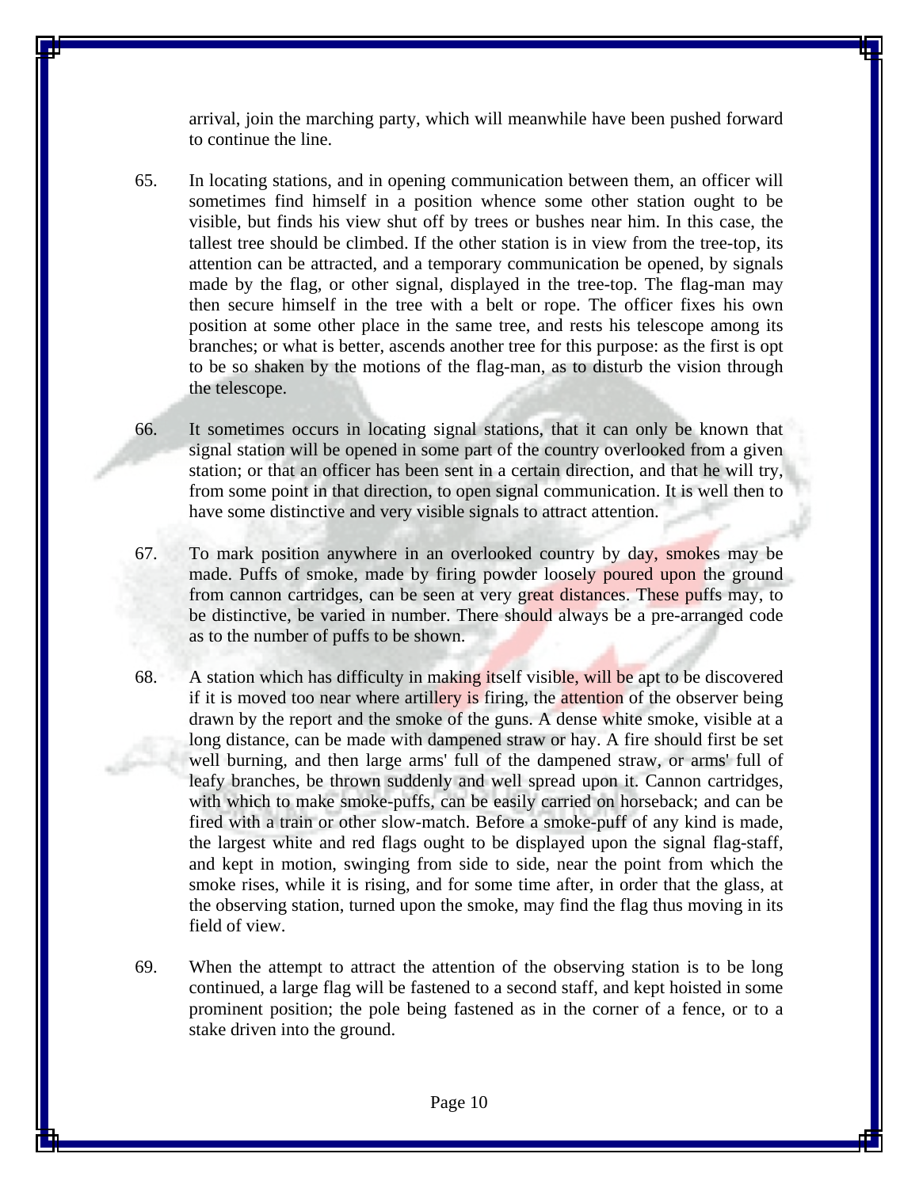arrival, join the marching party, which will meanwhile have been pushed forward to continue the line.

65. In locating stations, and in opening communication between them, an officer will sometimes find himself in a position whence some other station ought to be visible, but finds his view shut off by trees or bushes near him. In this case, the tallest tree should be climbed. If the other station is in view from the tree-top, its attention can be attracted, and a temporary communication be opened, by signals made by the flag, or other signal, displayed in the tree-top. The flag-man may then secure himself in the tree with a belt or rope. The officer fixes his own position at some other place in the same tree, and rests his telescope among its branches; or what is better, ascends another tree for this purpose: as the first is opt to be so shaken by the motions of the flag-man, as to disturb the vision through the telescope.

66. It sometimes occurs in locating signal stations, that it can only be known that signal station will be opened in some part of the country overlooked from a given station; or that an officer has been sent in a certain direction, and that he will try, from some point in that direction, to open signal communication. It is well then to have some distinctive and very visible signals to attract attention.

67. To mark position anywhere in an overlooked country by day, smokes may be made. Puffs of smoke, made by firing powder loosely poured upon the ground from cannon cartridges, can be seen at very great distances. These puffs may, to be distinctive, be varied in number. There should always be a pre-arranged code as to the number of puffs to be shown.

68. A station which has difficulty in making itself visible, will be apt to be discovered if it is moved too near where artillery is firing, the attention of the observer being drawn by the report and the smoke of the guns. A dense white smoke, visible at a long distance, can be made with dampened straw or hay. A fire should first be set well burning, and then large arms' full of the dampened straw, or arms' full of leafy branches, be thrown suddenly and well spread upon it. Cannon cartridges, with which to make smoke-puffs, can be easily carried on horseback; and can be fired with a train or other slow-match. Before a smoke-puff of any kind is made, the largest white and red flags ought to be displayed upon the signal flag-staff, and kept in motion, swinging from side to side, near the point from which the smoke rises, while it is rising, and for some time after, in order that the glass, at the observing station, turned upon the smoke, may find the flag thus moving in its field of view.

69. When the attempt to attract the attention of the observing station is to be long continued, a large flag will be fastened to a second staff, and kept hoisted in some prominent position; the pole being fastened as in the corner of a fence, or to a stake driven into the ground.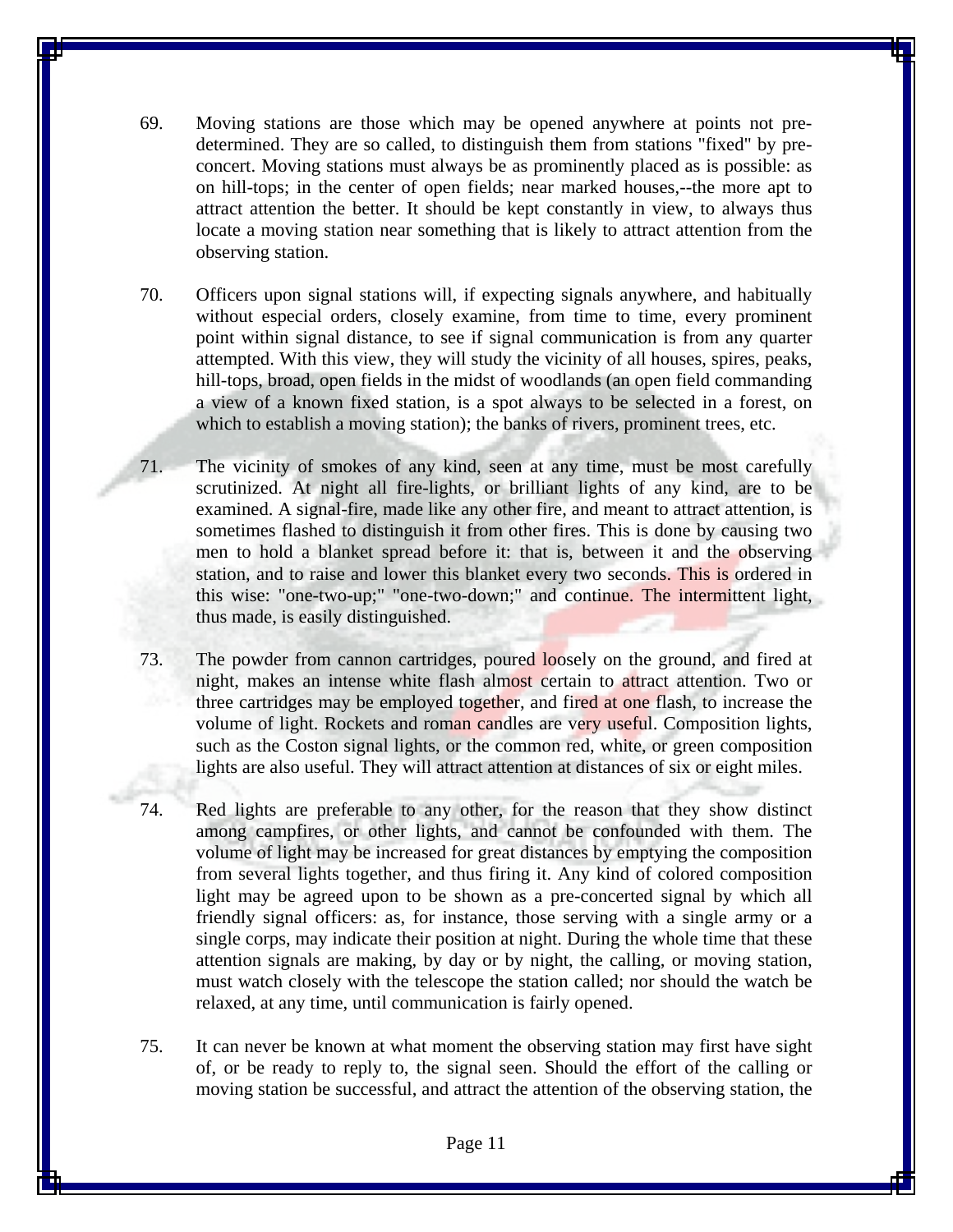69. Moving stations are those which may be opened anywhere at points not pre-determined. They are so called, to distinguish them from stations "fixed" by pre-concert. Moving stations must always be as prominently placed as is possible: as on hill-tops; in the center of open fields; near marked houses,--the more apt to attract attention the better. It should be kept constantly in view, to always thus locate a moving station near something that is likely to attract attention from the observing station.

70. Officers upon signal stations will, if expecting signals anywhere, and habitually without especial orders, closely examine, from time to time, every prominent point within signal distance, to see if signal communication is from any quarter attempted. With this view, they will study the vicinity of all houses, spires, peaks, hill-tops, broad, open fields in the midst of woodlands (an open field commanding a view of a known fixed station, is a spot always to be selected in a forest, on which to establish a moving station); the banks of rivers, prominent trees, etc.

71. The vicinity of smokes of any kind, seen at any time, must be most carefully scrutinized. At night all fire-lights, or brilliant lights of any kind, are to be examined. A signal-fire, made like any other fire, and meant to attract attention, is sometimes flashed to distinguish it from other fires. This is done by causing two men to hold a blanket spread before it: that is, between it and the observing station, and to raise and lower this blanket every two seconds. This is ordered in this wise: "one-two-up;" "one-two-down;" and continue. The intermittent light, thus made, is easily distinguished.

73. The powder from cannon cartridges, poured loosely on the ground, and fired at night, makes an intense white flash almost certain to attract attention. Two or three cartridges may be employed together, and fired at one flash, to increase the volume of light. Rockets and roman candles are very useful. Composition lights, such as the Coston signal lights, or the common red, white, or green composition lights are also useful. They will attract attention at distances of six or eight miles.

74. Red lights are preferable to any other, for the reason that they show distinct among campfires, or other lights, and cannot be confounded with them. The volume of light may be increased for great distances by emptying the composition from several lights together, and thus firing it. Any kind of colored composition light may be agreed upon to be shown as a pre-concerted signal by which all friendly signal officers: as, for instance, those serving with a single army or a single corps, may indicate their position at night. During the whole time that these attention signals are making, by day or by night, the calling, or moving station, must watch closely with the telescope the station called; nor should the watch be relaxed, at any time, until communication is fairly opened.

75. It can never be known at what moment the observing station may first have sight of, or be ready to reply to, the signal seen. Should the effort of the calling or moving station be successful, and attract the attention of the observing station, the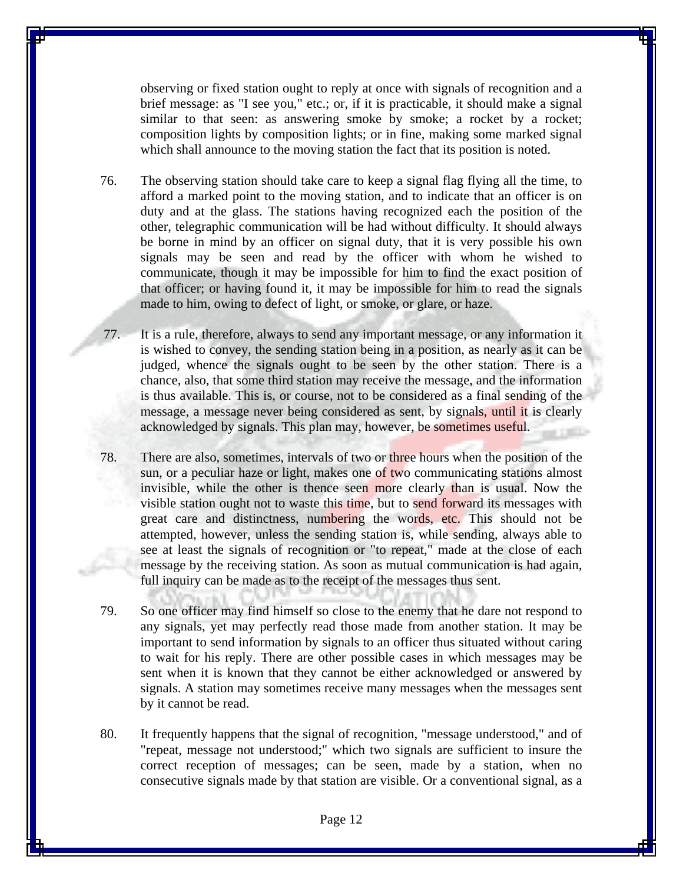observing or fixed station ought to reply at once with signals of recognition and a brief message: as "I see you," etc.; or, if it is practicable, it should make a signal similar to that seen: as answering smoke by smoke; a rocket by a rocket; composition lights by composition lights; or in fine, making some marked signal which shall announce to the moving station the fact that its position is noted.

76. The observing station should take care to keep a signal flag flying all the time, to afford a marked point to the moving station, and to indicate that an officer is on duty and at the glass. The stations having recognized each the position of the other, telegraphic communication will be had without difficulty. It should always be borne in mind by an officer on signal duty, that it is very possible his own signals may be seen and read by the officer with whom he wished to communicate, though it may be impossible for him to find the exact position of that officer; or having found it, it may be impossible for him to read the signals made to him, owing to defect of light, or smoke, or glare, or haze.

77. It is a rule, therefore, always to send any important message, or any information it is wished to convey, the sending station being in a position, as nearly as it can be judged, whence the signals ought to be seen by the other station. There is a chance, also, that some third station may receive the message, and the information is thus available. This is, or course, not to be considered as a final sending of the message, a message never being considered as sent, by signals, until it is clearly acknowledged by signals. This plan may, however, be sometimes useful.

78. There are also, sometimes, intervals of two or three hours when the position of the sun, or a peculiar haze or light, makes one of two communicating stations almost invisible, while the other is thence seen more clearly than is usual. Now the visible station ought not to waste this time, but to send forward its messages with great care and distinctness, numbering the words, etc. This should not be attempted, however, unless the sending station is, while sending, always able to see at least the signals of recognition or "to repeat," made at the close of each message by the receiving station. As soon as mutual communication is had again, full inquiry can be made as to the receipt of the messages thus sent.

79. So one officer may find himself so close to the enemy that he dare not respond to any signals, yet may perfectly read those made from another station. It may be important to send information by signals to an officer thus situated without caring to wait for his reply. There are other possible cases in which messages may be sent when it is known that they cannot be either acknowledged or answered by signals. A station may sometimes receive many messages when the messages sent by it cannot be read.

80. It frequently happens that the signal of recognition, "message understood," and of "repeat, message not understood;" which two signals are sufficient to insure the correct reception of messages; can be seen, made by a station, when no consecutive signals made by that station are visible. Or a conventional signal, as a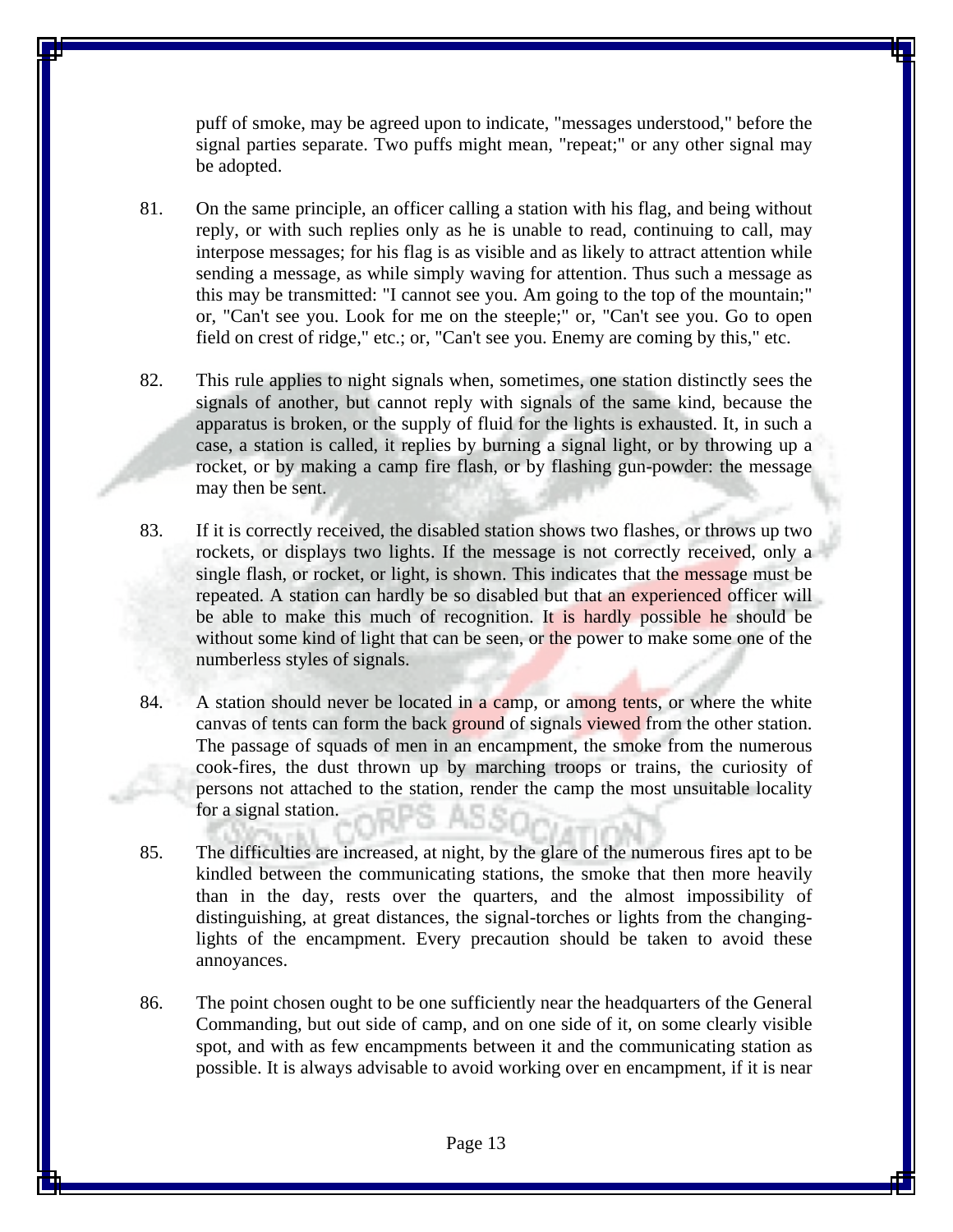puff of smoke, may be agreed upon to indicate, "messages understood," before the signal parties separate. Two puffs might mean, "repeat;" or any other signal may be adopted.

81. On the same principle, an officer calling a station with his flag, and being without reply, or with such replies only as he is unable to read, continuing to call, may interpose messages; for his flag is as visible and as likely to attract attention while sending a message, as while simply waving for attention. Thus such a message as this may be transmitted: "I cannot see you. Am going to the top of the mountain;" or, "Can't see you. Look for me on the steeple;" or, "Can't see you. Go to open field on crest of ridge," etc.; or, "Can't see you. Enemy are coming by this," etc.

82. This rule applies to night signals when, sometimes, one station distinctly sees the signals of another, but cannot reply with signals of the same kind, because the apparatus is broken, or the supply of fluid for the lights is exhausted. It, in such a case, a station is called, it replies by burning a signal light, or by throwing up a rocket, or by making a camp fire flash, or by flashing gun-powder: the message may then be sent.

83. If it is correctly received, the disabled station shows two flashes, or throws up two rockets, or displays two lights. If the message is not correctly received, only a single flash, or rocket, or light, is shown. This indicates that the message must be repeated. A station can hardly be so disabled but that an experienced officer will be able to make this much of recognition. It is hardly possible he should be without some kind of light that can be seen, or the power to make some one of the numberless styles of signals.

84. A station should never be located in a camp, or among tents, or where the white canvas of tents can form the back ground of signals viewed from the other station. The passage of squads of men in an encampment, the smoke from the numerous cook-fires, the dust thrown up by marching troops or trains, the curiosity of persons not attached to the station, render the camp the most unsuitable locality for a signal station.

85. The difficulties are increased, at night, by the glare of the numerous fires apt to be kindled between the communicating stations, the smoke that then more heavily than in the day, rests over the quarters, and the almost impossibility of distinguishing, at great distances, the signal-torches or lights from the changing-lights of the encampment. Every precaution should be taken to avoid these annoyances.

86. The point chosen ought to be one sufficiently near the headquarters of the General Commanding, but out side of camp, and on one side of it, on some clearly visible spot, and with as few encampments between it and the communicating station as possible. It is always advisable to avoid working over en encampment, if it is near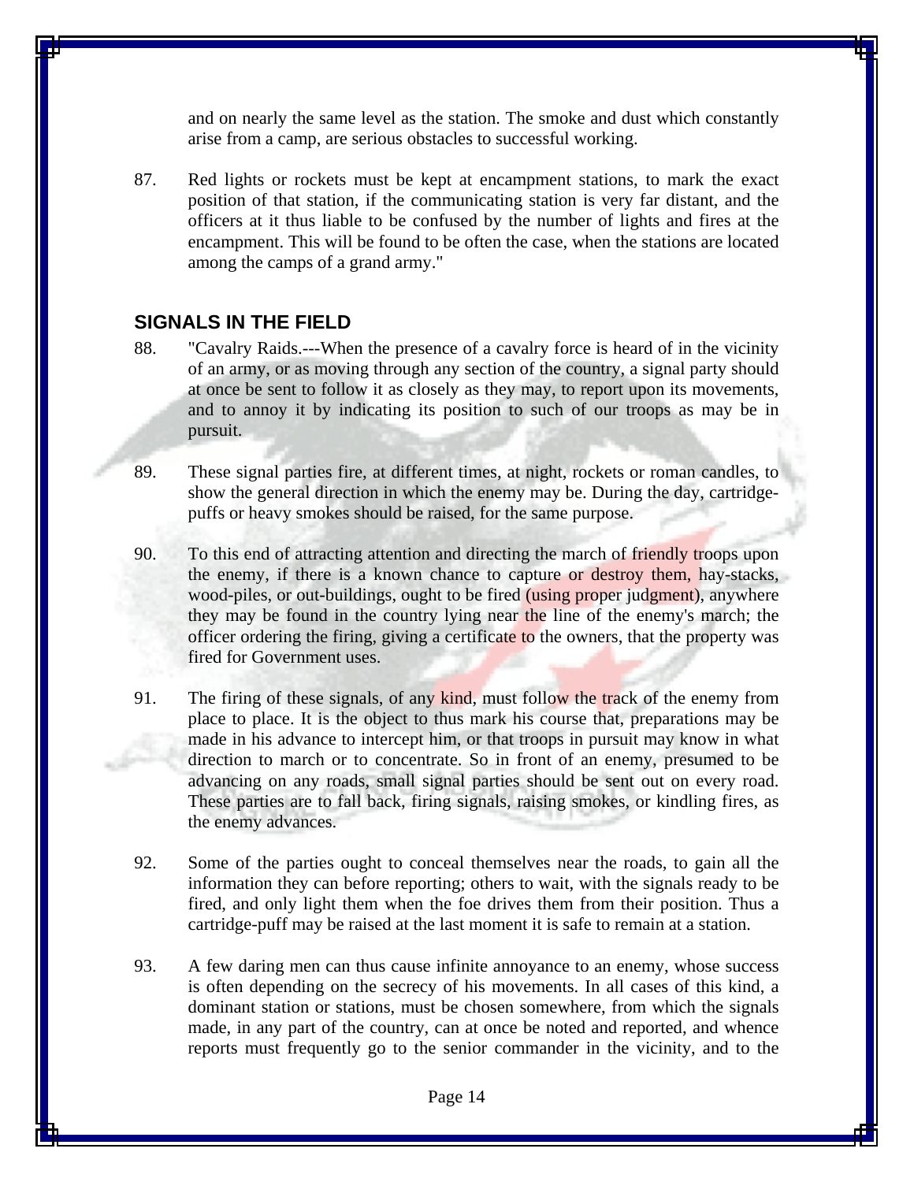and on nearly the same level as the station. The smoke and dust which constantly arise from a camp, are serious obstacles to successful working.

87. Red lights or rockets must be kept at encampment stations, to mark the exact position of that station, if the communicating station is very far distant, and the officers at it thus liable to be confused by the number of lights and fires at the encampment. This will be found to be often the case, when the stations are located among the camps of a grand army."

## SIGNALS IN THE FIELD

88. "Cavalry Raids.---When the presence of a cavalry force is heard of in the vicinity of an army, or as moving through any section of the country, a signal party should at once be sent to follow it as closely as they may, to report upon its movements, and to annoy it by indicating its position to such of our troops as may be in pursuit.

89. These signal parties fire, at different times, at night, rockets or roman candles, to show the general direction in which the enemy may be. During the day, cartridge-puffs or heavy smokes should be raised, for the same purpose.

90. To this end of attracting attention and directing the march of friendly troops upon the enemy, if there is a known chance to capture or destroy them, hay-stacks, wood-piles, or out-buildings, ought to be fired (using proper judgment), anywhere they may be found in the country lying near the line of the enemy's march; the officer ordering the firing, giving a certificate to the owners, that the property was fired for Government uses.

91. The firing of these signals, of any kind, must follow the track of the enemy from place to place. It is the object to thus mark his course that, preparations may be made in his advance to intercept him, or that troops in pursuit may know in what direction to march or to concentrate. So in front of an enemy, presumed to be advancing on any roads, small signal parties should be sent out on every road. These parties are to fall back, firing signals, raising smokes, or kindling fires, as the enemy advances.

92. Some of the parties ought to conceal themselves near the roads, to gain all the information they can before reporting; others to wait, with the signals ready to be fired, and only light them when the foe drives them from their position. Thus a cartridge-puff may be raised at the last moment it is safe to remain at a station.

93. A few daring men can thus cause infinite annoyance to an enemy, whose success is often depending on the secrecy of his movements. In all cases of this kind, a dominant station or stations, must be chosen somewhere, from which the signals made, in any part of the country, can at once be noted and reported, and whence reports must frequently go to the senior commander in the vicinity, and to the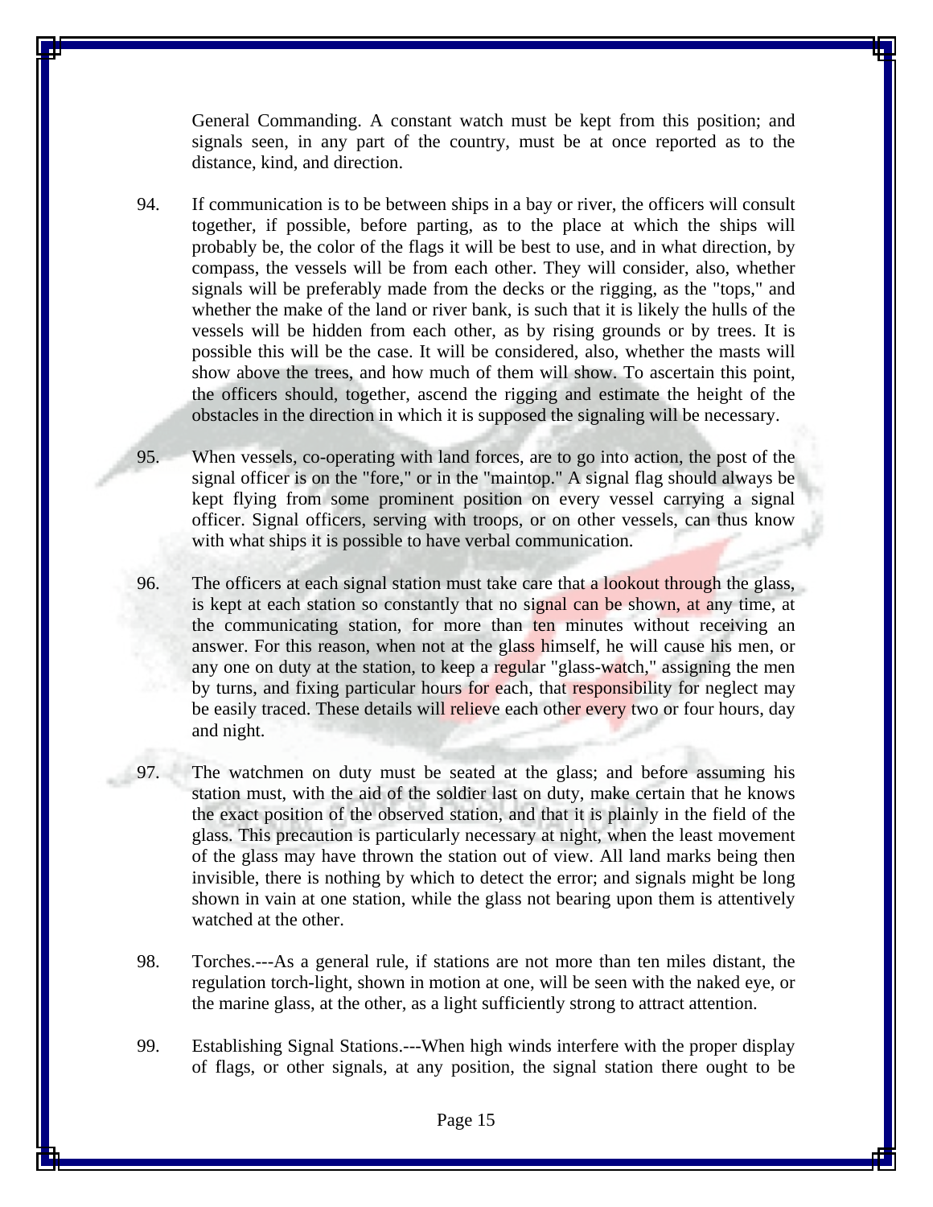General Commanding. A constant watch must be kept from this position; and signals seen, in any part of the country, must be at once reported as to the distance, kind, and direction.

94. If communication is to be between ships in a bay or river, the officers will consult together, if possible, before parting, as to the place at which the ships will probably be, the color of the flags it will be best to use, and in what direction, by compass, the vessels will be from each other. They will consider, also, whether signals will be preferably made from the decks or the rigging, as the "tops," and whether the make of the land or river bank, is such that it is likely the hulls of the vessels will be hidden from each other, as by rising grounds or by trees. It is possible this will be the case. It will be considered, also, whether the masts will show above the trees, and how much of them will show. To ascertain this point, the officers should, together, ascend the rigging and estimate the height of the obstacles in the direction in which it is supposed the signaling will be necessary.

95. When vessels, co-operating with land forces, are to go into action, the post of the signal officer is on the "fore," or in the "maintop." A signal flag should always be kept flying from some prominent position on every vessel carrying a signal officer. Signal officers, serving with troops, or on other vessels, can thus know with what ships it is possible to have verbal communication.

96. The officers at each signal station must take care that a lookout through the glass, is kept at each station so constantly that no signal can be shown, at any time, at the communicating station, for more than ten minutes without receiving an answer. For this reason, when not at the glass himself, he will cause his men, or any one on duty at the station, to keep a regular "glass-watch," assigning the men by turns, and fixing particular hours for each, that responsibility for neglect may be easily traced. These details will relieve each other every two or four hours, day and night.

97. The watchmen on duty must be seated at the glass; and before assuming his station must, with the aid of the soldier last on duty, make certain that he knows the exact position of the observed station, and that it is plainly in the field of the glass. This precaution is particularly necessary at night, when the least movement of the glass may have thrown the station out of view. All land marks being then invisible, there is nothing by which to detect the error; and signals might be long shown in vain at one station, while the glass not bearing upon them is attentively watched at the other.

98. Torches.---As a general rule, if stations are not more than ten miles distant, the regulation torch-light, shown in motion at one, will be seen with the naked eye, or the marine glass, at the other, as a light sufficiently strong to attract attention.

99. Establishing Signal Stations.---When high winds interfere with the proper display of flags, or other signals, at any position, the signal station there ought to be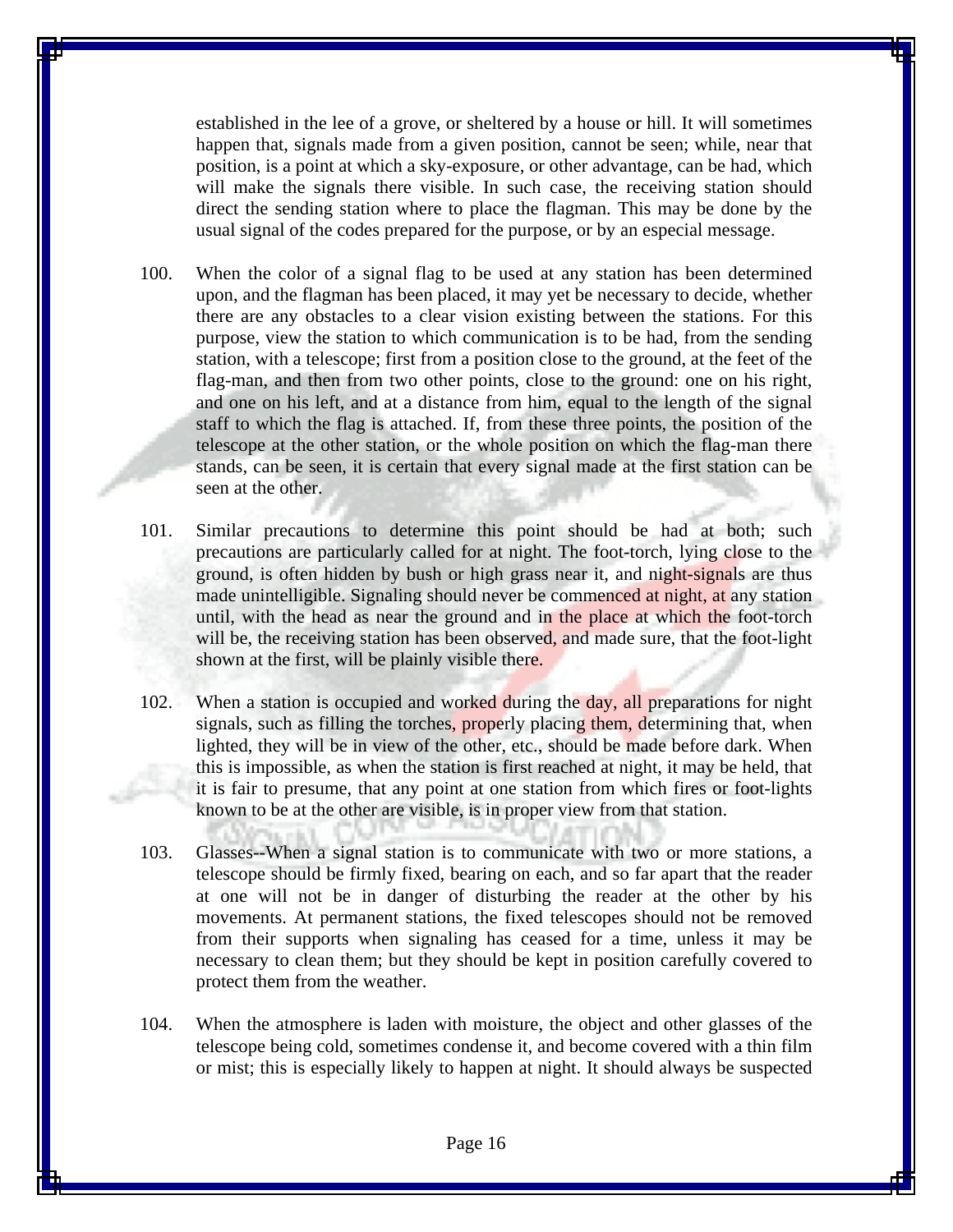established in the lee of a grove, or sheltered by a house or hill. It will sometimes happen that, signals made from a given position, cannot be seen; while, near that position, is a point at which a sky-exposure, or other advantage, can be had, which will make the signals there visible. In such case, the receiving station should direct the sending station where to place the flagman. This may be done by the usual signal of the codes prepared for the purpose, or by an especial message.

100. When the color of a signal flag to be used at any station has been determined upon, and the flagman has been placed, it may yet be necessary to decide, whether there are any obstacles to a clear vision existing between the stations. For this purpose, view the station to which communication is to be had, from the sending station, with a telescope; first from a position close to the ground, at the feet of the flag-man, and then from two other points, close to the ground: one on his right, and one on his left, and at a distance from him, equal to the length of the signal staff to which the flag is attached. If, from these three points, the position of the telescope at the other station, or the whole position on which the flag-man there stands, can be seen, it is certain that every signal made at the first station can be seen at the other.

101. Similar precautions to determine this point should be had at both; such precautions are particularly called for at night. The foot-torch, lying close to the ground, is often hidden by bush or high grass near it, and night-signals are thus made unintelligible. Signaling should never be commenced at night, at any station until, with the head as near the ground and in the place at which the foot-torch will be, the receiving station has been observed, and made sure, that the foot-light shown at the first, will be plainly visible there.

102. When a station is occupied and worked during the day, all preparations for night signals, such as filling the torches, properly placing them, determining that, when lighted, they will be in view of the other, etc., should be made before dark. When this is impossible, as when the station is first reached at night, it may be held, that it is fair to presume, that any point at one station from which fires or foot-lights known to be at the other are visible, is in proper view from that station.

103. Glasses--When a signal station is to communicate with two or more stations, a telescope should be firmly fixed, bearing on each, and so far apart that the reader at one will not be in danger of disturbing the reader at the other by his movements. At permanent stations, the fixed telescopes should not be removed from their supports when signaling has ceased for a time, unless it may be necessary to clean them; but they should be kept in position carefully covered to protect them from the weather.

104. When the atmosphere is laden with moisture, the object and other glasses of the telescope being cold, sometimes condense it, and become covered with a thin film or mist; this is especially likely to happen at night. It should always be suspected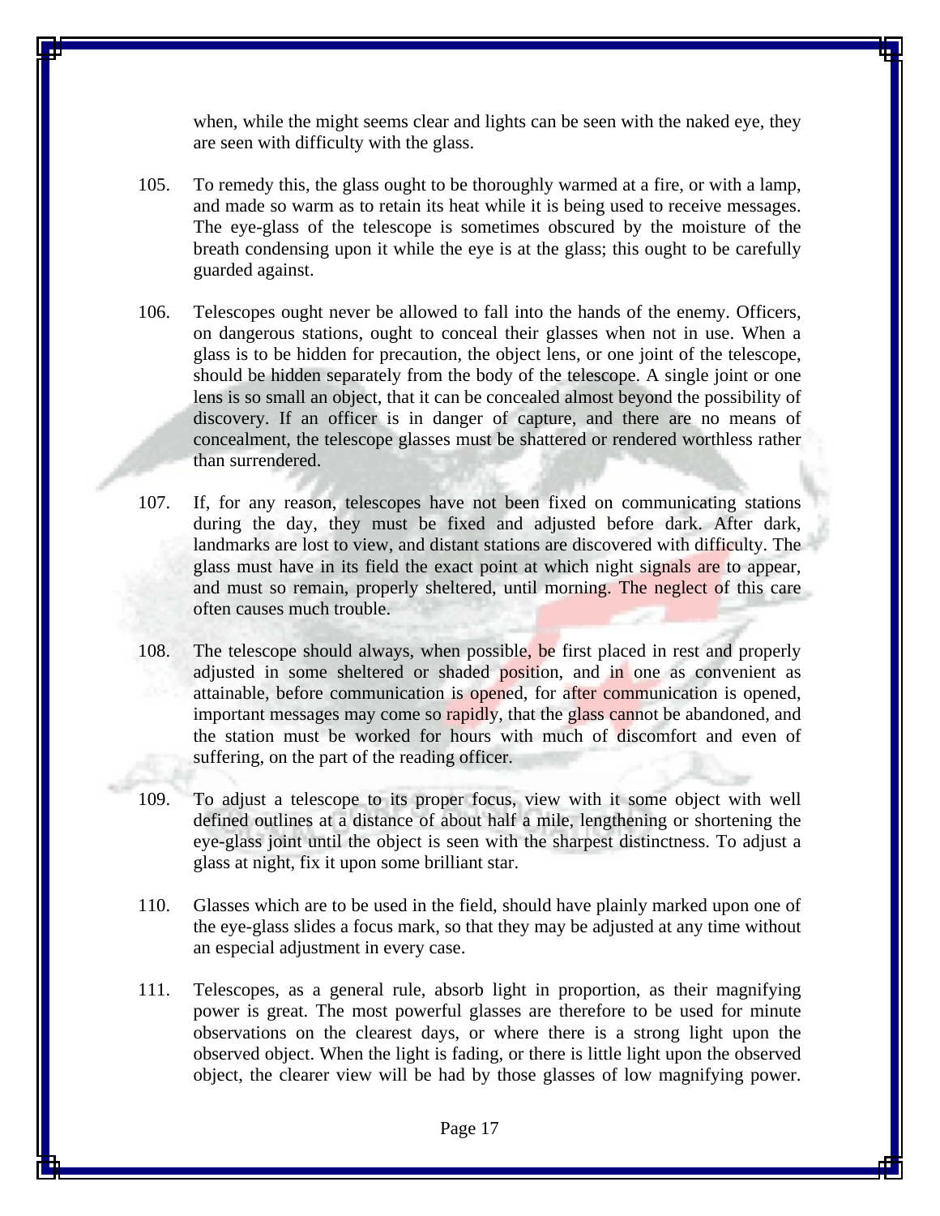when, while the might seems clear and lights can be seen with the naked eye, they are seen with difficulty with the glass.

105. To remedy this, the glass ought to be thoroughly warmed at a fire, or with a lamp, and made so warm as to retain its heat while it is being used to receive messages. The eye-glass of the telescope is sometimes obscured by the moisture of the breath condensing upon it while the eye is at the glass; this ought to be carefully guarded against.

106. Telescopes ought never be allowed to fall into the hands of the enemy. Officers, on dangerous stations, ought to conceal their glasses when not in use. When a glass is to be hidden for precaution, the object lens, or one joint of the telescope, should be hidden separately from the body of the telescope. A single joint or one lens is so small an object, that it can be concealed almost beyond the possibility of discovery. If an officer is in danger of capture, and there are no means of concealment, the telescope glasses must be shattered or rendered worthless rather than surrendered.

107. If, for any reason, telescopes have not been fixed on communicating stations during the day, they must be fixed and adjusted before dark. After dark, landmarks are lost to view, and distant stations are discovered with difficulty. The glass must have in its field the exact point at which night signals are to appear, and must so remain, properly sheltered, until morning. The neglect of this care often causes much trouble.

108. The telescope should always, when possible, be first placed in rest and properly adjusted in some sheltered or shaded position, and in one as convenient as attainable, before communication is opened, for after communication is opened, important messages may come so rapidly, that the glass cannot be abandoned, and the station must be worked for hours with much of discomfort and even of suffering, on the part of the reading officer.

109. To adjust a telescope to its proper focus, view with it some object with well defined outlines at a distance of about half a mile, lengthening or shortening the eye-glass joint until the object is seen with the sharpest distinctness. To adjust a glass at night, fix it upon some brilliant star.

110. Glasses which are to be used in the field, should have plainly marked upon one of the eye-glass slides a focus mark, so that they may be adjusted at any time without an especial adjustment in every case.

111. Telescopes, as a general rule, absorb light in proportion, as their magnifying power is great. The most powerful glasses are therefore to be used for minute observations on the clearest days, or where there is a strong light upon the observed object. When the light is fading, or there is little light upon the observed object, the clearer view will be had by those glasses of low magnifying power.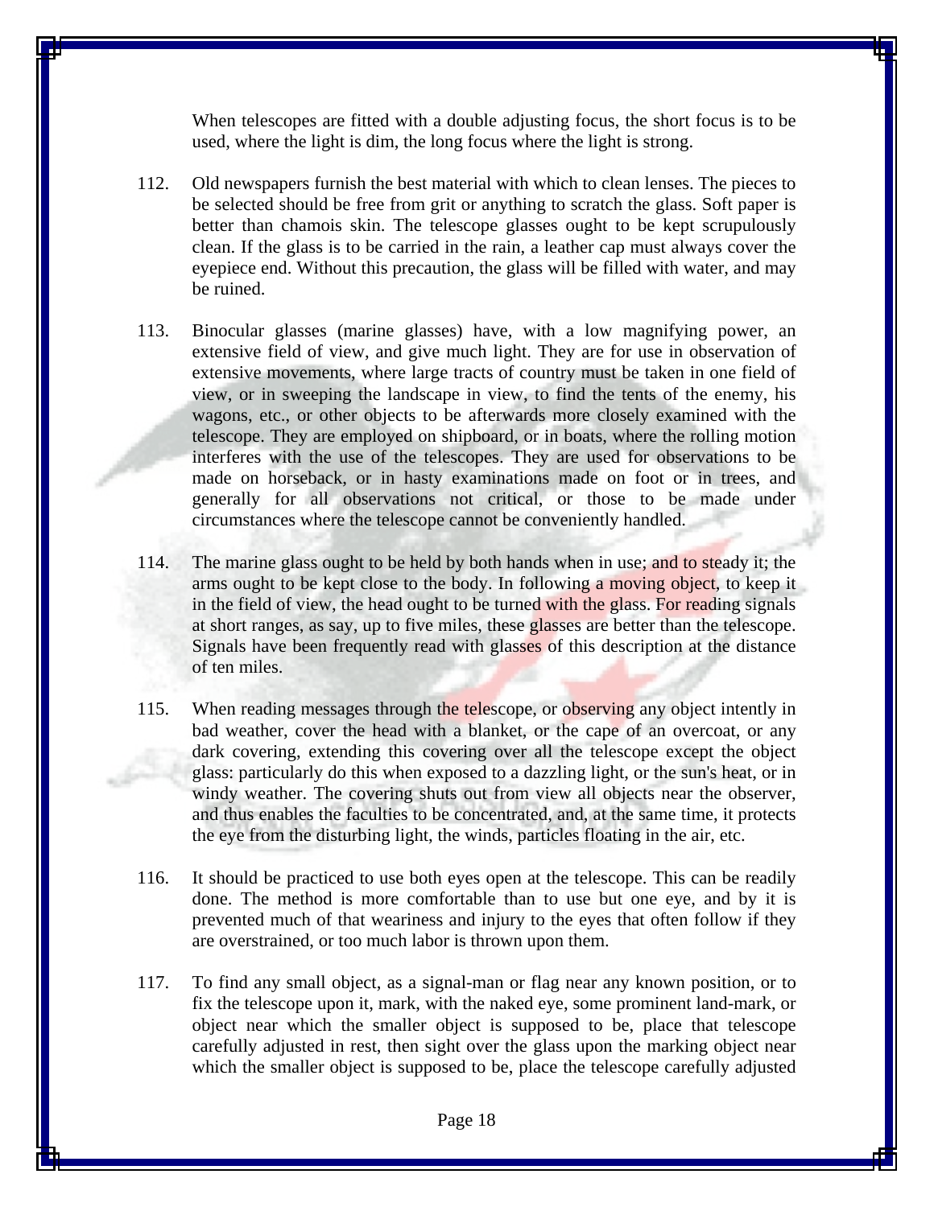When telescopes are fitted with a double adjusting focus, the short focus is to be used, where the light is dim, the long focus where the light is strong.

112. Old newspapers furnish the best material with which to clean lenses. The pieces to be selected should be free from grit or anything to scratch the glass. Soft paper is better than chamois skin. The telescope glasses ought to be kept scrupulously clean. If the glass is to be carried in the rain, a leather cap must always cover the eyepiece end. Without this precaution, the glass will be filled with water, and may be ruined.

113. Binocular glasses (marine glasses) have, with a low magnifying power, an extensive field of view, and give much light. They are for use in observation of extensive movements, where large tracts of country must be taken in one field of view, or in sweeping the landscape in view, to find the tents of the enemy, his wagons, etc., or other objects to be afterwards more closely examined with the telescope. They are employed on shipboard, or in boats, where the rolling motion interferes with the use of the telescopes. They are used for observations to be made on horseback, or in hasty examinations made on foot or in trees, and generally for all observations not critical, or those to be made under circumstances where the telescope cannot be conveniently handled.

114. The marine glass ought to be held by both hands when in use; and to steady it; the arms ought to be kept close to the body. In following a moving object, to keep it in the field of view, the head ought to be turned with the glass. For reading signals at short ranges, as say, up to five miles, these glasses are better than the telescope. Signals have been frequently read with glasses of this description at the distance of ten miles.

115. When reading messages through the telescope, or observing any object intently in bad weather, cover the head with a blanket, or the cape of an overcoat, or any dark covering, extending this covering over all the telescope except the object glass: particularly do this when exposed to a dazzling light, or the sun's heat, or in windy weather. The covering shuts out from view all objects near the observer, and thus enables the faculties to be concentrated, and, at the same time, it protects the eye from the disturbing light, the winds, particles floating in the air, etc.

116. It should be practiced to use both eyes open at the telescope. This can be readily done. The method is more comfortable than to use but one eye, and by it is prevented much of that weariness and injury to the eyes that often follow if they are overstrained, or too much labor is thrown upon them.

117. To find any small object, as a signal-man or flag near any known position, or to fix the telescope upon it, mark, with the naked eye, some prominent land-mark, or object near which the smaller object is supposed to be, place that telescope carefully adjusted in rest, then sight over the glass upon the marking object near which the smaller object is supposed to be, place the telescope carefully adjusted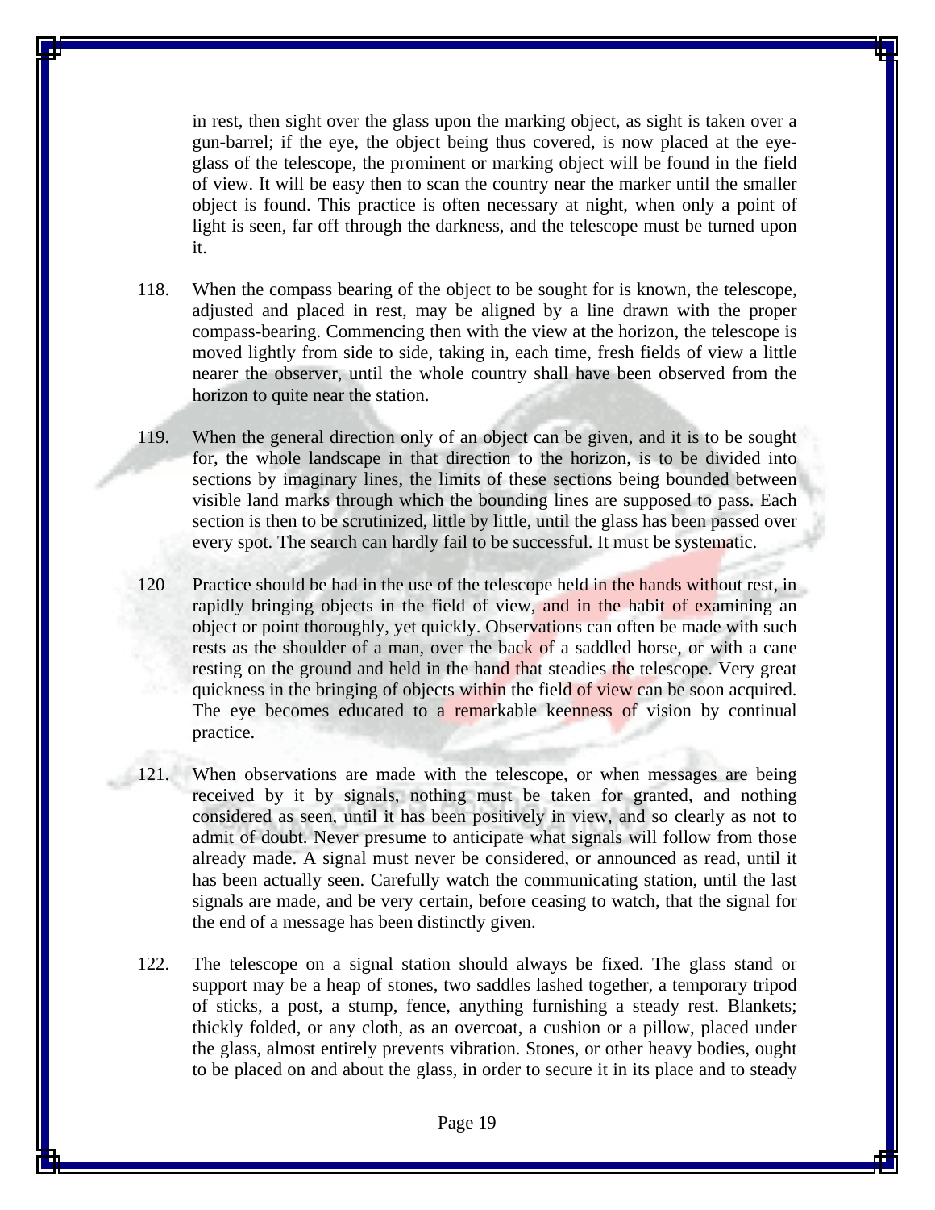in rest, then sight over the glass upon the marking object, as sight is taken over a gun-barrel; if the eye, the object being thus covered, is now placed at the eye-glass of the telescope, the prominent or marking object will be found in the field of view. It will be easy then to scan the country near the marker until the smaller object is found. This practice is often necessary at night, when only a point of light is seen, far off through the darkness, and the telescope must be turned upon it.

118. When the compass bearing of the object to be sought for is known, the telescope, adjusted and placed in rest, may be aligned by a line drawn with the proper compass-bearing. Commencing then with the view at the horizon, the telescope is moved lightly from side to side, taking in, each time, fresh fields of view a little nearer the observer, until the whole country shall have been observed from the horizon to quite near the station.

119. When the general direction only of an object can be given, and it is to be sought for, the whole landscape in that direction to the horizon, is to be divided into sections by imaginary lines, the limits of these sections being bounded between visible land marks through which the bounding lines are supposed to pass. Each section is then to be scrutinized, little by little, until the glass has been passed over every spot. The search can hardly fail to be successful. It must be systematic.

120 Practice should be had in the use of the telescope held in the hands without rest, in rapidly bringing objects in the field of view, and in the habit of examining an object or point thoroughly, yet quickly. Observations can often be made with such rests as the shoulder of a man, over the back of a saddled horse, or with a cane resting on the ground and held in the hand that steadies the telescope. Very great quickness in the bringing of objects within the field of view can be soon acquired. The eye becomes educated to a remarkable keenness of vision by continual practice.

121. When observations are made with the telescope, or when messages are being received by it by signals, nothing must be taken for granted, and nothing considered as seen, until it has been positively in view, and so clearly as not to admit of doubt. Never presume to anticipate what signals will follow from those already made. A signal must never be considered, or announced as read, until it has been actually seen. Carefully watch the communicating station, until the last signals are made, and be very certain, before ceasing to watch, that the signal for the end of a message has been distinctly given.

122. The telescope on a signal station should always be fixed. The glass stand or support may be a heap of stones, two saddles lashed together, a temporary tripod of sticks, a post, a stump, fence, anything furnishing a steady rest. Blankets; thickly folded, or any cloth, as an overcoat, a cushion or a pillow, placed under the glass, almost entirely prevents vibration. Stones, or other heavy bodies, ought to be placed on and about the glass, in order to secure it in its place and to steady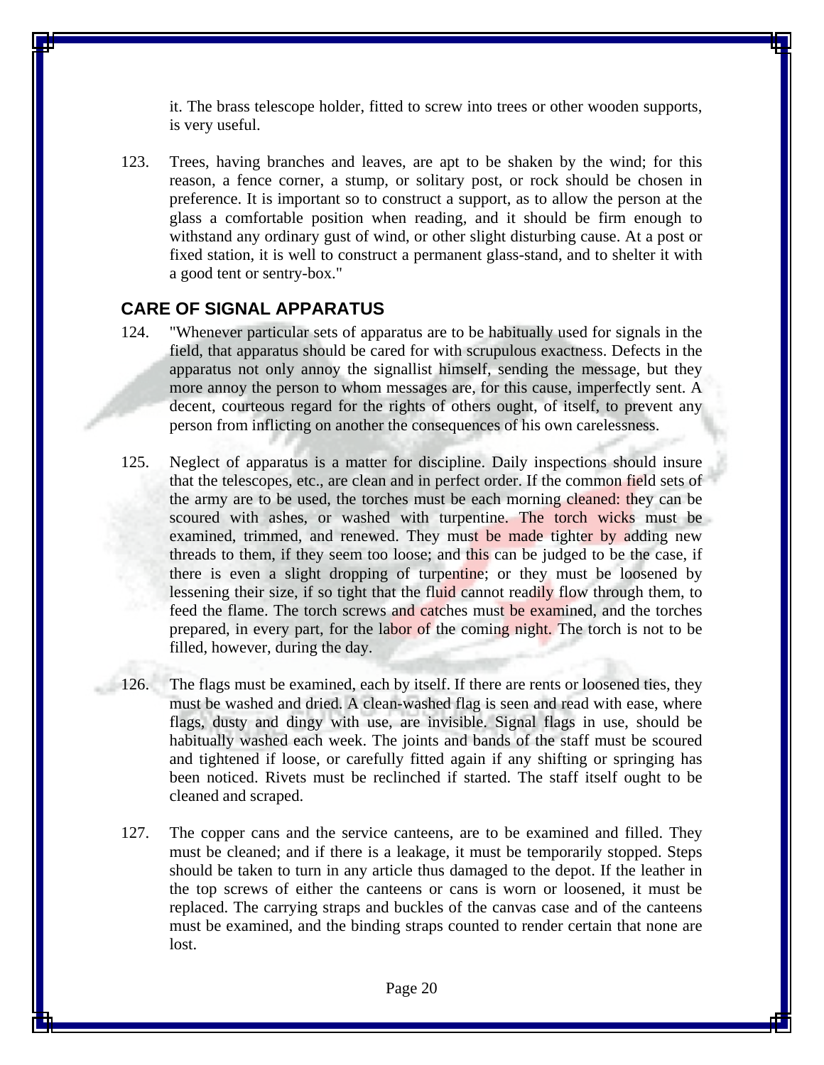it. The brass telescope holder, fitted to screw into trees or other wooden supports, is very useful.

123. Trees, having branches and leaves, are apt to be shaken by the wind; for this reason, a fence corner, a stump, or solitary post, or rock should be chosen in preference. It is important so to construct a support, as to allow the person at the glass a comfortable position when reading, and it should be firm enough to withstand any ordinary gust of wind, or other slight disturbing cause. At a post or fixed station, it is well to construct a permanent glass-stand, and to shelter it with a good tent or sentry-box."

## CARE OF SIGNAL APPARATUS

124. "Whenever particular sets of apparatus are to be habitually used for signals in the field, that apparatus should be cared for with scrupulous exactness. Defects in the apparatus not only annoy the signallist himself, sending the message, but they more annoy the person to whom messages are, for this cause, imperfectly sent. A decent, courteous regard for the rights of others ought, of itself, to prevent any person from inflicting on another the consequences of his own carelessness.

125. Neglect of apparatus is a matter for discipline. Daily inspections should insure that the telescopes, etc., are clean and in perfect order. If the common field sets of the army are to be used, the torches must be each morning cleaned: they can be scoured with ashes, or washed with turpentine. The torch wicks must be examined, trimmed, and renewed. They must be made tighter by adding new threads to them, if they seem too loose; and this can be judged to be the case, if there is even a slight dropping of turpentine; or they must be loosened by lessening their size, if so tight that the fluid cannot readily flow through them, to feed the flame. The torch screws and catches must be examined, and the torches prepared, in every part, for the labor of the coming night. The torch is not to be filled, however, during the day.

126. The flags must be examined, each by itself. If there are rents or loosened ties, they must be washed and dried. A clean-washed flag is seen and read with ease, where flags, dusty and dingy with use, are invisible. Signal flags in use, should be habitually washed each week. The joints and bands of the staff must be scoured and tightened if loose, or carefully fitted again if any shifting or springing has been noticed. Rivets must be reclinched if started. The staff itself ought to be cleaned and scraped.

127. The copper cans and the service canteens, are to be examined and filled. They must be cleaned; and if there is a leakage, it must be temporarily stopped. Steps should be taken to turn in any article thus damaged to the depot. If the leather in the top screws of either the canteens or cans is worn or loosened, it must be replaced. The carrying straps and buckles of the canvas case and of the canteens must be examined, and the binding straps counted to render certain that none are lost.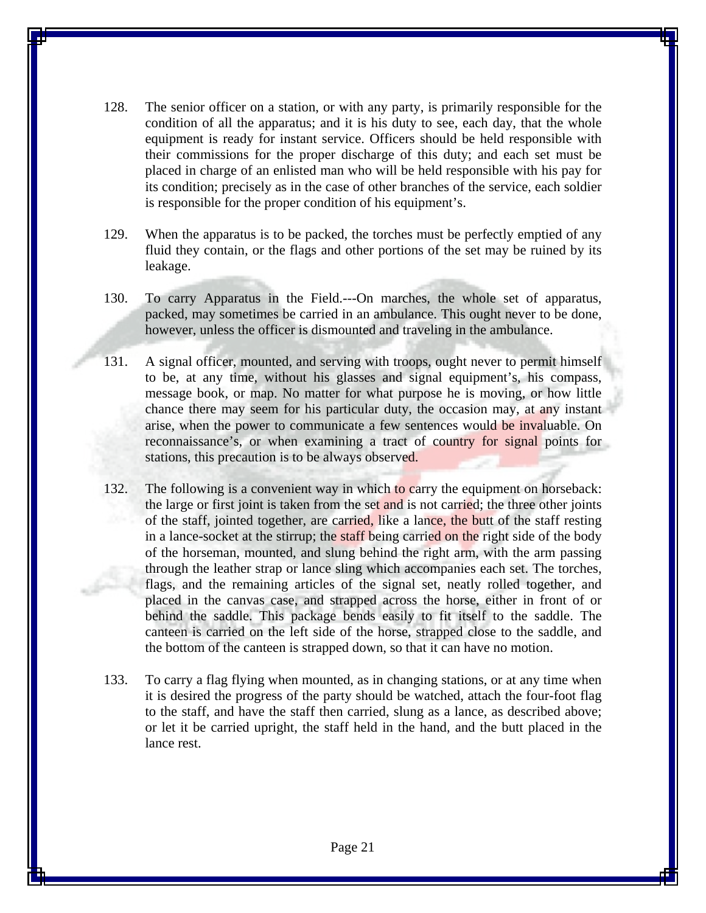128. The senior officer on a station, or with any party, is primarily responsible for the condition of all the apparatus; and it is his duty to see, each day, that the whole equipment is ready for instant service. Officers should be held responsible with their commissions for the proper discharge of this duty; and each set must be placed in charge of an enlisted man who will be held responsible with his pay for its condition; precisely as in the case of other branches of the service, each soldier is responsible for the proper condition of his equipment's.

129. When the apparatus is to be packed, the torches must be perfectly emptied of any fluid they contain, or the flags and other portions of the set may be ruined by its leakage.

130. To carry Apparatus in the Field.---On marches, the whole set of apparatus, packed, may sometimes be carried in an ambulance. This ought never to be done, however, unless the officer is dismounted and traveling in the ambulance.

131. A signal officer, mounted, and serving with troops, ought never to permit himself to be, at any time, without his glasses and signal equipment's, his compass, message book, or map. No matter for what purpose he is moving, or how little chance there may seem for his particular duty, the occasion may, at any instant arise, when the power to communicate a few sentences would be invaluable. On reconnaissance's, or when examining a tract of country for signal points for stations, this precaution is to be always observed.

132. The following is a convenient way in which to carry the equipment on horseback: the large or first joint is taken from the set and is not carried; the three other joints of the staff, jointed together, are carried, like a lance, the butt of the staff resting in a lance-socket at the stirrup; the staff being carried on the right side of the body of the horseman, mounted, and slung behind the right arm, with the arm passing through the leather strap or lance sling which accompanies each set. The torches, flags, and the remaining articles of the signal set, neatly rolled together, and placed in the canvas case, and strapped across the horse, either in front of or behind the saddle. This package bends easily to fit itself to the saddle. The canteen is carried on the left side of the horse, strapped close to the saddle, and the bottom of the canteen is strapped down, so that it can have no motion.

133. To carry a flag flying when mounted, as in changing stations, or at any time when it is desired the progress of the party should be watched, attach the four-foot flag to the staff, and have the staff then carried, slung as a lance, as described above; or let it be carried upright, the staff held in the hand, and the butt placed in the lance rest.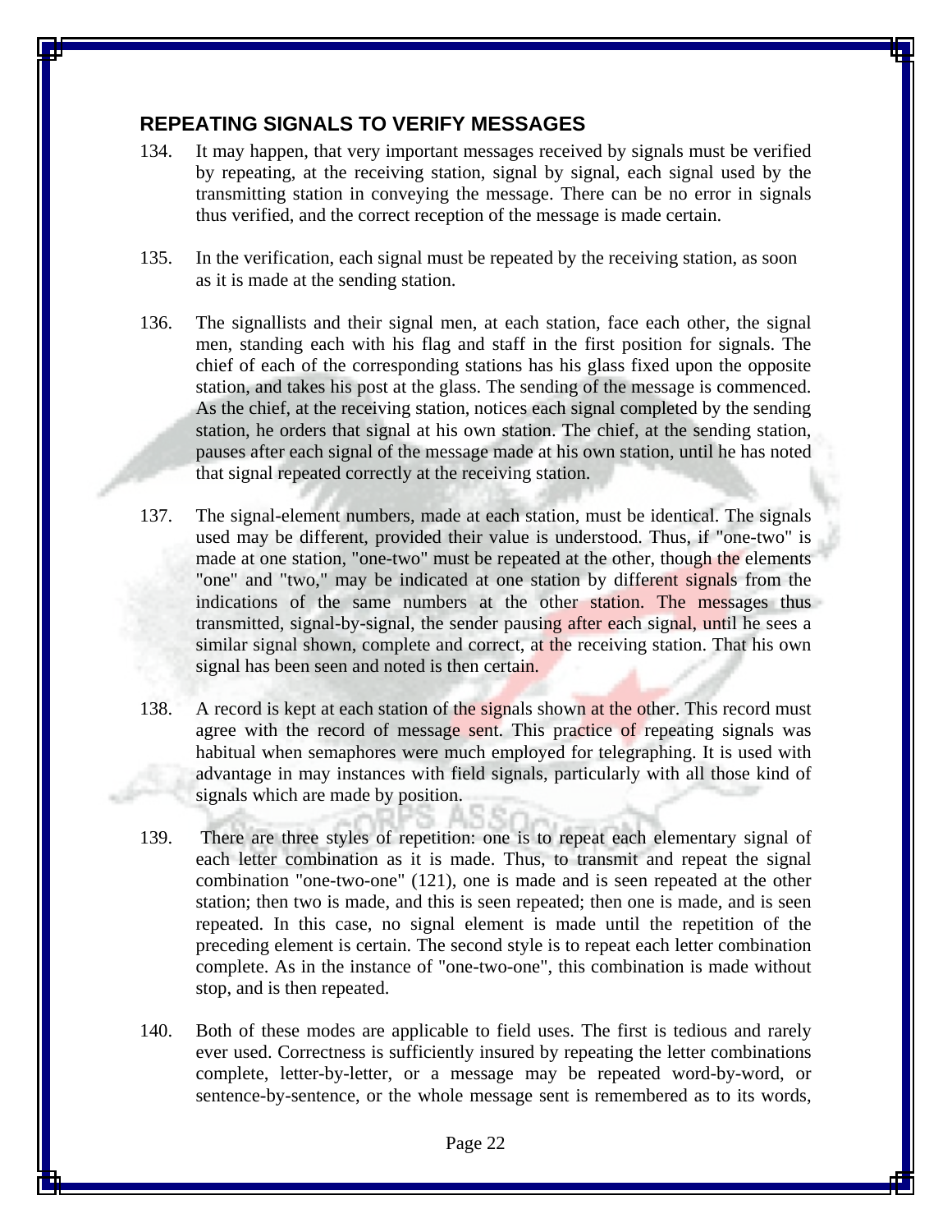## REPEATING SIGNALS TO VERIFY MESSAGES

134. It may happen, that very important messages received by signals must be verified by repeating, at the receiving station, signal by signal, each signal used by the transmitting station in conveying the message. There can be no error in signals thus verified, and the correct reception of the message is made certain.

135. In the verification, each signal must be repeated by the receiving station, as soon as it is made at the sending station.

136. The signallists and their signal men, at each station, face each other, the signal men, standing each with his flag and staff in the first position for signals. The chief of each of the corresponding stations has his glass fixed upon the opposite station, and takes his post at the glass. The sending of the message is commenced. As the chief, at the receiving station, notices each signal completed by the sending station, he orders that signal at his own station. The chief, at the sending station, pauses after each signal of the message made at his own station, until he has noted that signal repeated correctly at the receiving station.

137. The signal-element numbers, made at each station, must be identical. The signals used may be different, provided their value is understood. Thus, if "one-two" is made at one station, "one-two" must be repeated at the other, though the elements "one" and "two," may be indicated at one station by different signals from the indications of the same numbers at the other station. The messages thus transmitted, signal-by-signal, the sender pausing after each signal, until he sees a similar signal shown, complete and correct, at the receiving station. That his own signal has been seen and noted is then certain.

138. A record is kept at each station of the signals shown at the other. This record must agree with the record of message sent. This practice of repeating signals was habitual when semaphores were much employed for telegraphing. It is used with advantage in may instances with field signals, particularly with all those kind of signals which are made by position.

139. There are three styles of repetition: one is to repeat each elementary signal of each letter combination as it is made. Thus, to transmit and repeat the signal combination "one-two-one" (121), one is made and is seen repeated at the other station; then two is made, and this is seen repeated; then one is made, and is seen repeated. In this case, no signal element is made until the repetition of the preceding element is certain. The second style is to repeat each letter combination complete. As in the instance of "one-two-one", this combination is made without stop, and is then repeated.

140. Both of these modes are applicable to field uses. The first is tedious and rarely ever used. Correctness is sufficiently insured by repeating the letter combinations complete, letter-by-letter, or a message may be repeated word-by-word, or sentence-by-sentence, or the whole message sent is remembered as to its words,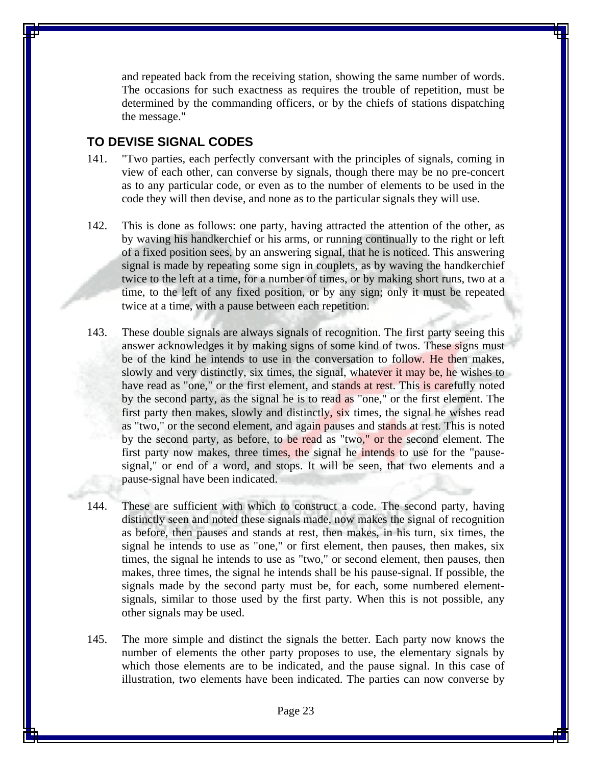and repeated back from the receiving station, showing the same number of words. The occasions for such exactness as requires the trouble of repetition, must be determined by the commanding officers, or by the chiefs of stations dispatching the message."

## TO DEVISE SIGNAL CODES

141. "Two parties, each perfectly conversant with the principles of signals, coming in view of each other, can converse by signals, though there may be no pre-concert as to any particular code, or even as to the number of elements to be used in the code they will then devise, and none as to the particular signals they will use.

142. This is done as follows: one party, having attracted the attention of the other, as by waving his handkerchief or his arms, or running continually to the right or left of a fixed position sees, by an answering signal, that he is noticed. This answering signal is made by repeating some sign in couplets, as by waving the handkerchief twice to the left at a time, for a number of times, or by making short runs, two at a time, to the left of any fixed position, or by any sign; only it must be repeated twice at a time, with a pause between each repetition.

143. These double signals are always signals of recognition. The first party seeing this answer acknowledges it by making signs of some kind of twos. These signs must be of the kind he intends to use in the conversation to follow. He then makes, slowly and very distinctly, six times, the signal, whatever it may be, he wishes to have read as "one," or the first element, and stands at rest. This is carefully noted by the second party, as the signal he is to read as "one," or the first element. The first party then makes, slowly and distinctly, six times, the signal he wishes read as "two," or the second element, and again pauses and stands at rest. This is noted by the second party, as before, to be read as "two," or the second element. The first party now makes, three times, the signal he intends to use for the "pause-signal," or end of a word, and stops. It will be seen, that two elements and a pause-signal have been indicated.

144. These are sufficient with which to construct a code. The second party, having distinctly seen and noted these signals made, now makes the signal of recognition as before, then pauses and stands at rest, then makes, in his turn, six times, the signal he intends to use as "one," or first element, then pauses, then makes, six times, the signal he intends to use as "two," or second element, then pauses, then makes, three times, the signal he intends shall be his pause-signal. If possible, the signals made by the second party must be, for each, some numbered element-signals, similar to those used by the first party. When this is not possible, any other signals may be used.

145. The more simple and distinct the signals the better. Each party now knows the number of elements the other party proposes to use, the elementary signals by which those elements are to be indicated, and the pause signal. In this case of illustration, two elements have been indicated. The parties can now converse by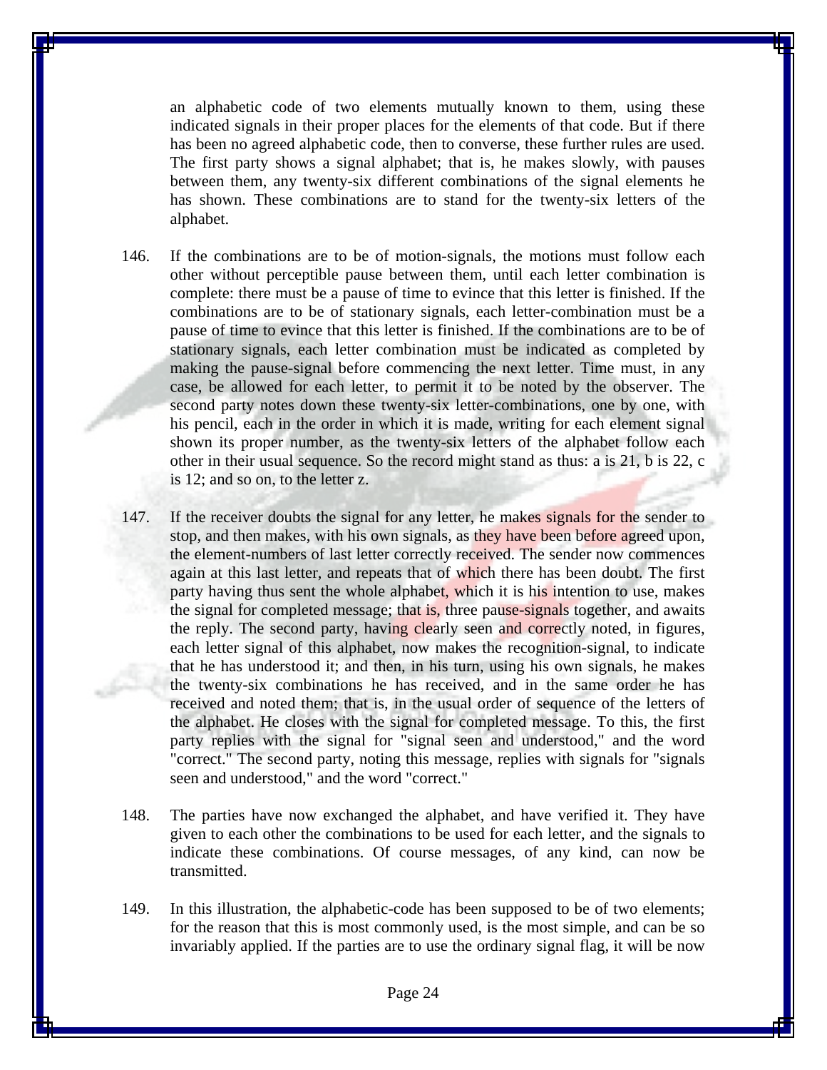an alphabetic code of two elements mutually known to them, using these indicated signals in their proper places for the elements of that code. But if there has been no agreed alphabetic code, then to converse, these further rules are used. The first party shows a signal alphabet; that is, he makes slowly, with pauses between them, any twenty-six different combinations of the signal elements he has shown. These combinations are to stand for the twenty-six letters of the alphabet.

146. If the combinations are to be of motion-signals, the motions must follow each other without perceptible pause between them, until each letter combination is complete: there must be a pause of time to evince that this letter is finished. If the combinations are to be of stationary signals, each letter-combination must be a pause of time to evince that this letter is finished. If the combinations are to be of stationary signals, each letter combination must be indicated as completed by making the pause-signal before commencing the next letter. Time must, in any case, be allowed for each letter, to permit it to be noted by the observer. The second party notes down these twenty-six letter-combinations, one by one, with his pencil, each in the order in which it is made, writing for each element signal shown its proper number, as the twenty-six letters of the alphabet follow each other in their usual sequence. So the record might stand as thus: a is 21, b is 22, c is 12; and so on, to the letter z.

147. If the receiver doubts the signal for any letter, he makes signals for the sender to stop, and then makes, with his own signals, as they have been before agreed upon, the element-numbers of last letter correctly received. The sender now commences again at this last letter, and repeats that of which there has been doubt. The first party having thus sent the whole alphabet, which it is his intention to use, makes the signal for completed message; that is, three pause-signals together, and awaits the reply. The second party, having clearly seen and correctly noted, in figures, each letter signal of this alphabet, now makes the recognition-signal, to indicate that he has understood it; and then, in his turn, using his own signals, he makes the twenty-six combinations he has received, and in the same order he has received and noted them; that is, in the usual order of sequence of the letters of the alphabet. He closes with the signal for completed message. To this, the first party replies with the signal for "signal seen and understood," and the word "correct." The second party, noting this message, replies with signals for "signals seen and understood," and the word "correct."

148. The parties have now exchanged the alphabet, and have verified it. They have given to each other the combinations to be used for each letter, and the signals to indicate these combinations. Of course messages, of any kind, can now be transmitted.

149. In this illustration, the alphabetic-code has been supposed to be of two elements; for the reason that this is most commonly used, is the most simple, and can be so invariably applied. If the parties are to use the ordinary signal flag, it will be now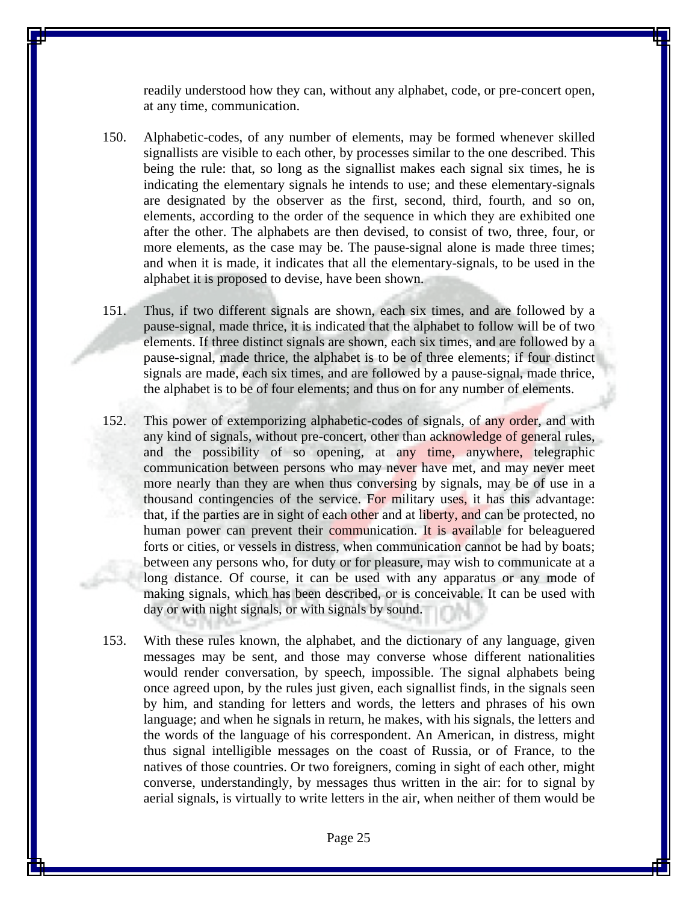readily understood how they can, without any alphabet, code, or pre-concert open, at any time, communication.

150. Alphabetic-codes, of any number of elements, may be formed whenever skilled signallists are visible to each other, by processes similar to the one described. This being the rule: that, so long as the signallist makes each signal six times, he is indicating the elementary signals he intends to use; and these elementary-signals are designated by the observer as the first, second, third, fourth, and so on, elements, according to the order of the sequence in which they are exhibited one after the other. The alphabets are then devised, to consist of two, three, four, or more elements, as the case may be. The pause-signal alone is made three times; and when it is made, it indicates that all the elementary-signals, to be used in the alphabet it is proposed to devise, have been shown.

151. Thus, if two different signals are shown, each six times, and are followed by a pause-signal, made thrice, it is indicated that the alphabet to follow will be of two elements. If three distinct signals are shown, each six times, and are followed by a pause-signal, made thrice, the alphabet is to be of three elements; if four distinct signals are made, each six times, and are followed by a pause-signal, made thrice, the alphabet is to be of four elements; and thus on for any number of elements.

152. This power of extemporizing alphabetic-codes of signals, of any order, and with any kind of signals, without pre-concert, other than acknowledge of general rules, and the possibility of so opening, at any time, anywhere, telegraphic communication between persons who may never have met, and may never meet more nearly than they are when thus conversing by signals, may be of use in a thousand contingencies of the service. For military uses, it has this advantage: that, if the parties are in sight of each other and at liberty, and can be protected, no human power can prevent their communication. It is available for beleaguered forts or cities, or vessels in distress, when communication cannot be had by boats; between any persons who, for duty or for pleasure, may wish to communicate at a long distance. Of course, it can be used with any apparatus or any mode of making signals, which has been described, or is conceivable. It can be used with day or with night signals, or with signals by sound.

153. With these rules known, the alphabet, and the dictionary of any language, given messages may be sent, and those may converse whose different nationalities would render conversation, by speech, impossible. The signal alphabets being once agreed upon, by the rules just given, each signallist finds, in the signals seen by him, and standing for letters and words, the letters and phrases of his own language; and when he signals in return, he makes, with his signals, the letters and the words of the language of his correspondent. An American, in distress, might thus signal intelligible messages on the coast of Russia, or of France, to the natives of those countries. Or two foreigners, coming in sight of each other, might converse, understandingly, by messages thus written in the air: for to signal by aerial signals, is virtually to write letters in the air, when neither of them would be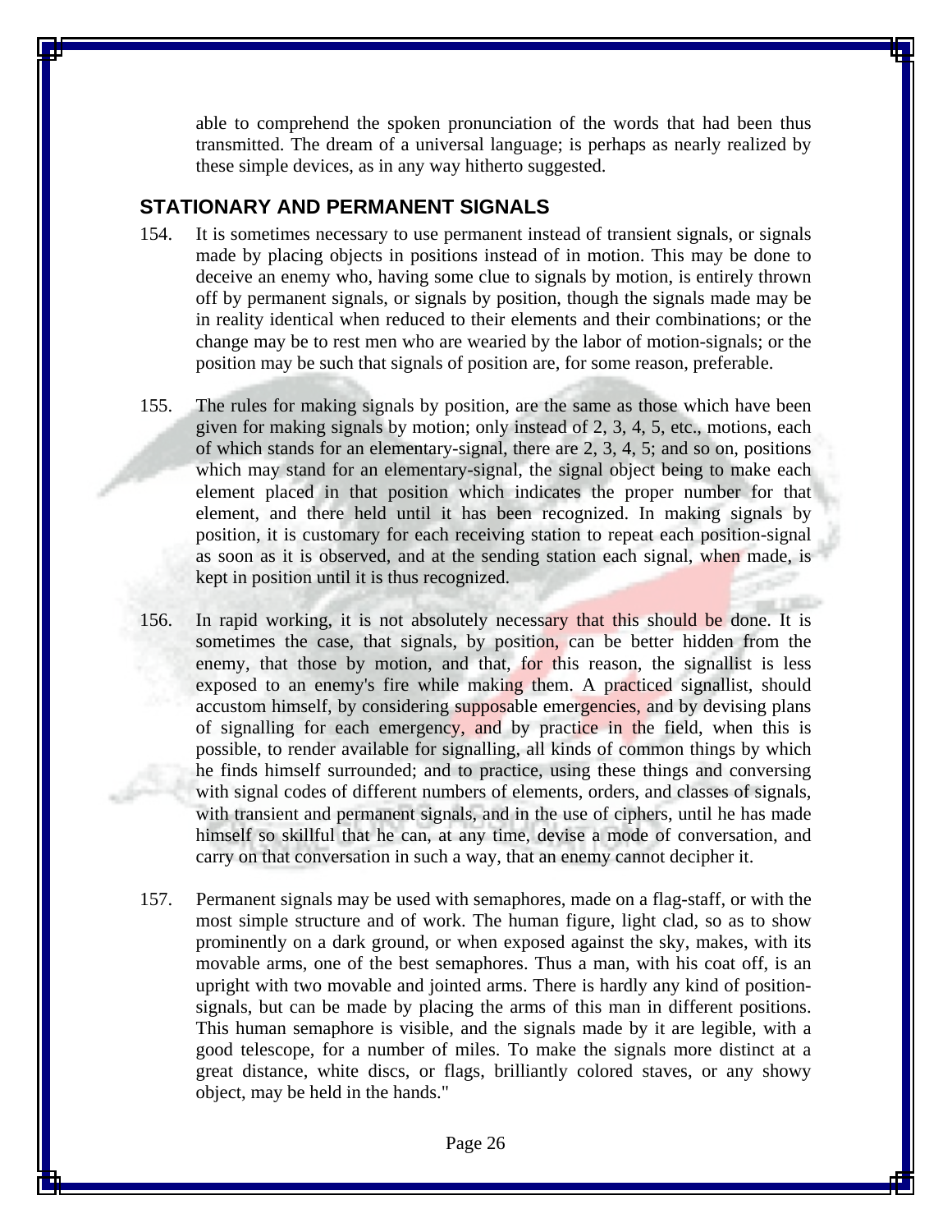able to comprehend the spoken pronunciation of the words that had been thus transmitted. The dream of a universal language; is perhaps as nearly realized by these simple devices, as in any way hitherto suggested.

## STATIONARY AND PERMANENT SIGNALS

154. It is sometimes necessary to use permanent instead of transient signals, or signals made by placing objects in positions instead of in motion. This may be done to deceive an enemy who, having some clue to signals by motion, is entirely thrown off by permanent signals, or signals by position, though the signals made may be in reality identical when reduced to their elements and their combinations; or the change may be to rest men who are wearied by the labor of motion-signals; or the position may be such that signals of position are, for some reason, preferable.

155. The rules for making signals by position, are the same as those which have been given for making signals by motion; only instead of 2, 3, 4, 5, etc., motions, each of which stands for an elementary-signal, there are 2, 3, 4, 5; and so on, positions which may stand for an elementary-signal, the signal object being to make each element placed in that position which indicates the proper number for that element, and there held until it has been recognized. In making signals by position, it is customary for each receiving station to repeat each position-signal as soon as it is observed, and at the sending station each signal, when made, is kept in position until it is thus recognized.

156. In rapid working, it is not absolutely necessary that this should be done. It is sometimes the case, that signals, by position, can be better hidden from the enemy, that those by motion, and that, for this reason, the signallist is less exposed to an enemy's fire while making them. A practiced signallist, should accustom himself, by considering supposable emergencies, and by devising plans of signalling for each emergency, and by practice in the field, when this is possible, to render available for signalling, all kinds of common things by which he finds himself surrounded; and to practice, using these things and conversing with signal codes of different numbers of elements, orders, and classes of signals, with transient and permanent signals, and in the use of ciphers, until he has made himself so skillful that he can, at any time, devise a mode of conversation, and carry on that conversation in such a way, that an enemy cannot decipher it.

157. Permanent signals may be used with semaphores, made on a flag-staff, or with the most simple structure and of work. The human figure, light clad, so as to show prominently on a dark ground, or when exposed against the sky, makes, with its movable arms, one of the best semaphores. Thus a man, with his coat off, is an upright with two movable and jointed arms. There is hardly any kind of position-signals, but can be made by placing the arms of this man in different positions. This human semaphore is visible, and the signals made by it are legible, with a good telescope, for a number of miles. To make the signals more distinct at a great distance, white discs, or flags, brilliantly colored staves, or any showy object, may be held in the hands."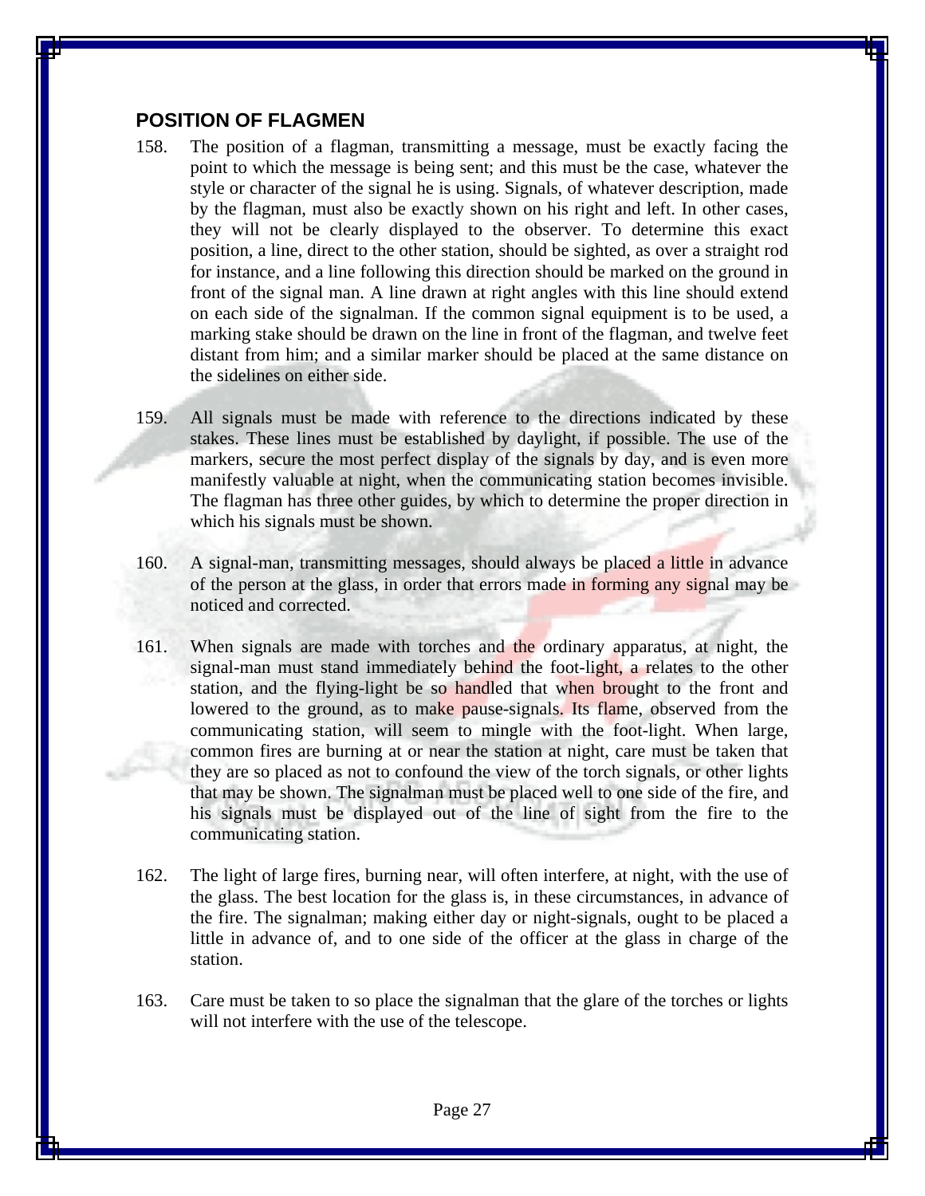## POSITION OF FLAGMEN

158. The position of a flagman, transmitting a message, must be exactly facing the point to which the message is being sent; and this must be the case, whatever the style or character of the signal he is using. Signals, of whatever description, made by the flagman, must also be exactly shown on his right and left. In other cases, they will not be clearly displayed to the observer. To determine this exact position, a line, direct to the other station, should be sighted, as over a straight rod for instance, and a line following this direction should be marked on the ground in front of the signal man. A line drawn at right angles with this line should extend on each side of the signalman. If the common signal equipment is to be used, a marking stake should be drawn on the line in front of the flagman, and twelve feet distant from him; and a similar marker should be placed at the same distance on the sidelines on either side.

159. All signals must be made with reference to the directions indicated by these stakes. These lines must be established by daylight, if possible. The use of the markers, secure the most perfect display of the signals by day, and is even more manifestly valuable at night, when the communicating station becomes invisible. The flagman has three other guides, by which to determine the proper direction in which his signals must be shown.

160. A signal-man, transmitting messages, should always be placed a little in advance of the person at the glass, in order that errors made in forming any signal may be noticed and corrected.

161. When signals are made with torches and the ordinary apparatus, at night, the signal-man must stand immediately behind the foot-light, a relates to the other station, and the flying-light be so handled that when brought to the front and lowered to the ground, as to make pause-signals. Its flame, observed from the communicating station, will seem to mingle with the foot-light. When large, common fires are burning at or near the station at night, care must be taken that they are so placed as not to confound the view of the torch signals, or other lights that may be shown. The signalman must be placed well to one side of the fire, and his signals must be displayed out of the line of sight from the fire to the communicating station.

162. The light of large fires, burning near, will often interfere, at night, with the use of the glass. The best location for the glass is, in these circumstances, in advance of the fire. The signalman; making either day or night-signals, ought to be placed a little in advance of, and to one side of the officer at the glass in charge of the station.

163. Care must be taken to so place the signalman that the glare of the torches or lights will not interfere with the use of the telescope.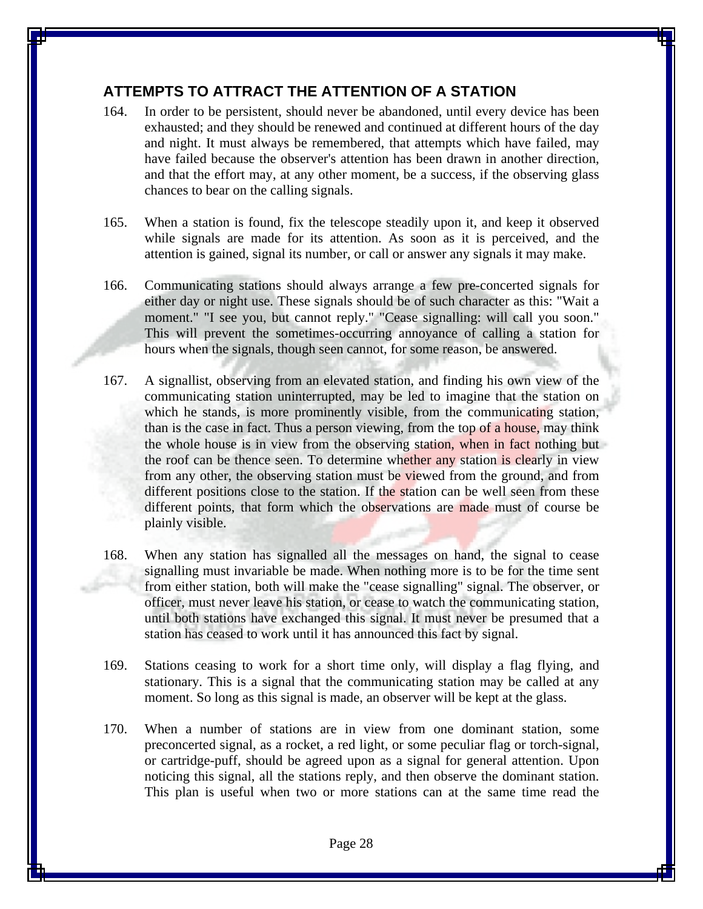## ATTEMPTS TO ATTRACT THE ATTENTION OF A STATION

164. In order to be persistent, should never be abandoned, until every device has been exhausted; and they should be renewed and continued at different hours of the day and night. It must always be remembered, that attempts which have failed, may have failed because the observer's attention has been drawn in another direction, and that the effort may, at any other moment, be a success, if the observing glass chances to bear on the calling signals.

165. When a station is found, fix the telescope steadily upon it, and keep it observed while signals are made for its attention. As soon as it is perceived, and the attention is gained, signal its number, or call or answer any signals it may make.

166. Communicating stations should always arrange a few pre-concerted signals for either day or night use. These signals should be of such character as this: "Wait a moment." "I see you, but cannot reply." "Cease signalling: will call you soon." This will prevent the sometimes-occurring annoyance of calling a station for hours when the signals, though seen cannot, for some reason, be answered.

167. A signallist, observing from an elevated station, and finding his own view of the communicating station uninterrupted, may be led to imagine that the station on which he stands, is more prominently visible, from the communicating station, than is the case in fact. Thus a person viewing, from the top of a house, may think the whole house is in view from the observing station, when in fact nothing but the roof can be thence seen. To determine whether any station is clearly in view from any other, the observing station must be viewed from the ground, and from different positions close to the station. If the station can be well seen from these different points, that form which the observations are made must of course be plainly visible.

168. When any station has signalled all the messages on hand, the signal to cease signalling must invariable be made. When nothing more is to be for the time sent from either station, both will make the "cease signalling" signal. The observer, or officer, must never leave his station, or cease to watch the communicating station, until both stations have exchanged this signal. It must never be presumed that a station has ceased to work until it has announced this fact by signal.

169. Stations ceasing to work for a short time only, will display a flag flying, and stationary. This is a signal that the communicating station may be called at any moment. So long as this signal is made, an observer will be kept at the glass.

170. When a number of stations are in view from one dominant station, some preconcerted signal, as a rocket, a red light, or some peculiar flag or torch-signal, or cartridge-puff, should be agreed upon as a signal for general attention. Upon noticing this signal, all the stations reply, and then observe the dominant station. This plan is useful when two or more stations can at the same time read the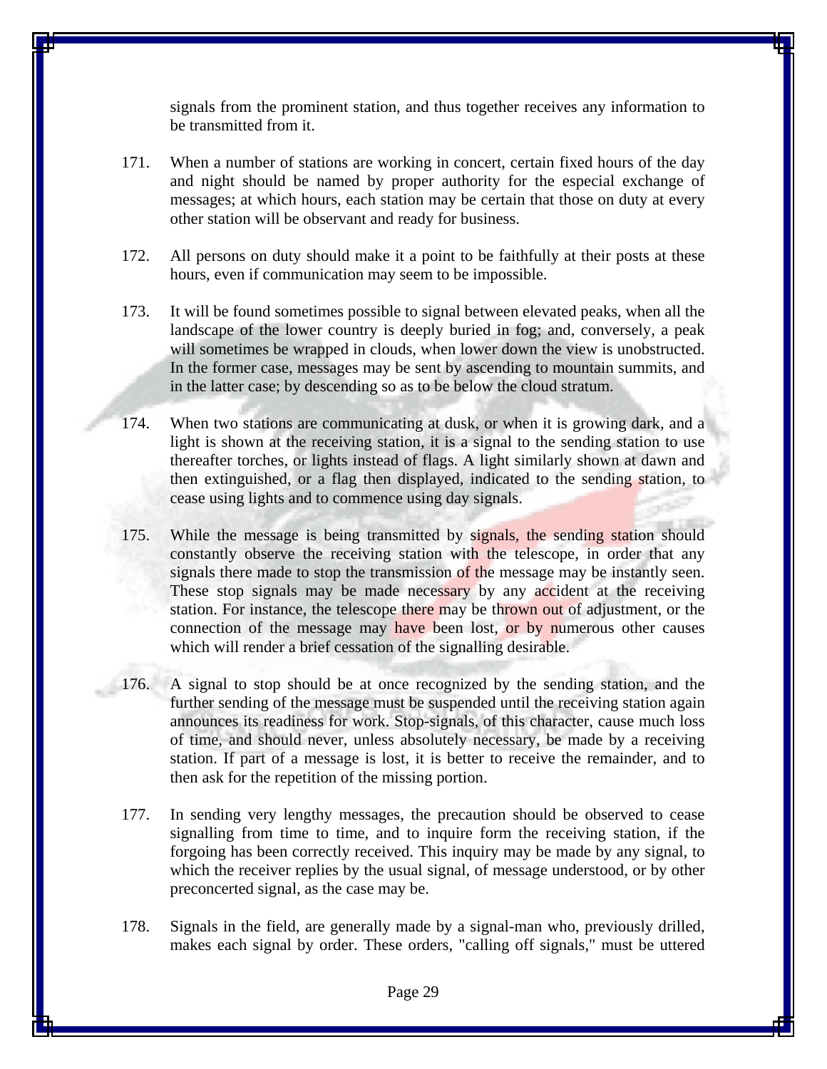signals from the prominent station, and thus together receives any information to be transmitted from it.

171. When a number of stations are working in concert, certain fixed hours of the day and night should be named by proper authority for the especial exchange of messages; at which hours, each station may be certain that those on duty at every other station will be observant and ready for business.

172. All persons on duty should make it a point to be faithfully at their posts at these hours, even if communication may seem to be impossible.

173. It will be found sometimes possible to signal between elevated peaks, when all the landscape of the lower country is deeply buried in fog; and, conversely, a peak will sometimes be wrapped in clouds, when lower down the view is unobstructed. In the former case, messages may be sent by ascending to mountain summits, and in the latter case; by descending so as to be below the cloud stratum.

174. When two stations are communicating at dusk, or when it is growing dark, and a light is shown at the receiving station, it is a signal to the sending station to use thereafter torches, or lights instead of flags. A light similarly shown at dawn and then extinguished, or a flag then displayed, indicated to the sending station, to cease using lights and to commence using day signals.

175. While the message is being transmitted by signals, the sending station should constantly observe the receiving station with the telescope, in order that any signals there made to stop the transmission of the message may be instantly seen. These stop signals may be made necessary by any accident at the receiving station. For instance, the telescope there may be thrown out of adjustment, or the connection of the message may have been lost, or by numerous other causes which will render a brief cessation of the signalling desirable.

176. A signal to stop should be at once recognized by the sending station, and the further sending of the message must be suspended until the receiving station again announces its readiness for work. Stop-signals, of this character, cause much loss of time, and should never, unless absolutely necessary, be made by a receiving station. If part of a message is lost, it is better to receive the remainder, and to then ask for the repetition of the missing portion.

177. In sending very lengthy messages, the precaution should be observed to cease signalling from time to time, and to inquire form the receiving station, if the forgoing has been correctly received. This inquiry may be made by any signal, to which the receiver replies by the usual signal, of message understood, or by other preconcerted signal, as the case may be.

178. Signals in the field, are generally made by a signal-man who, previously drilled, makes each signal by order. These orders, "calling off signals," must be uttered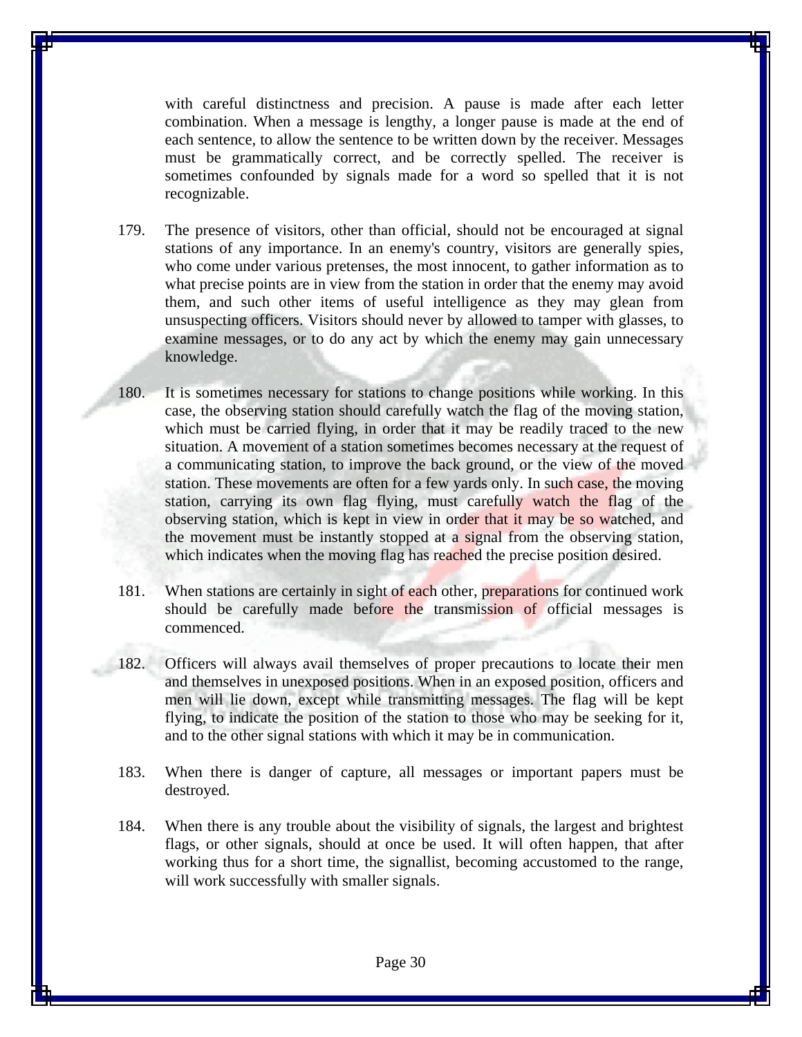with careful distinctness and precision. A pause is made after each letter combination. When a message is lengthy, a longer pause is made at the end of each sentence, to allow the sentence to be written down by the receiver. Messages must be grammatically correct, and be correctly spelled. The receiver is sometimes confounded by signals made for a word so spelled that it is not recognizable.

179. The presence of visitors, other than official, should not be encouraged at signal stations of any importance. In an enemy's country, visitors are generally spies, who come under various pretenses, the most innocent, to gather information as to what precise points are in view from the station in order that the enemy may avoid them, and such other items of useful intelligence as they may glean from unsuspecting officers. Visitors should never by allowed to tamper with glasses, to examine messages, or to do any act by which the enemy may gain unnecessary knowledge.

180. It is sometimes necessary for stations to change positions while working. In this case, the observing station should carefully watch the flag of the moving station, which must be carried flying, in order that it may be readily traced to the new situation. A movement of a station sometimes becomes necessary at the request of a communicating station, to improve the back ground, or the view of the moved station. These movements are often for a few yards only. In such case, the moving station, carrying its own flag flying, must carefully watch the flag of the observing station, which is kept in view in order that it may be so watched, and the movement must be instantly stopped at a signal from the observing station, which indicates when the moving flag has reached the precise position desired.

181. When stations are certainly in sight of each other, preparations for continued work should be carefully made before the transmission of official messages is commenced.

182. Officers will always avail themselves of proper precautions to locate their men and themselves in unexposed positions. When in an exposed position, officers and men will lie down, except while transmitting messages. The flag will be kept flying, to indicate the position of the station to those who may be seeking for it, and to the other signal stations with which it may be in communication.

183. When there is danger of capture, all messages or important papers must be destroyed.

184. When there is any trouble about the visibility of signals, the largest and brightest flags, or other signals, should at once be used. It will often happen, that after working thus for a short time, the signallist, becoming accustomed to the range, will work successfully with smaller signals.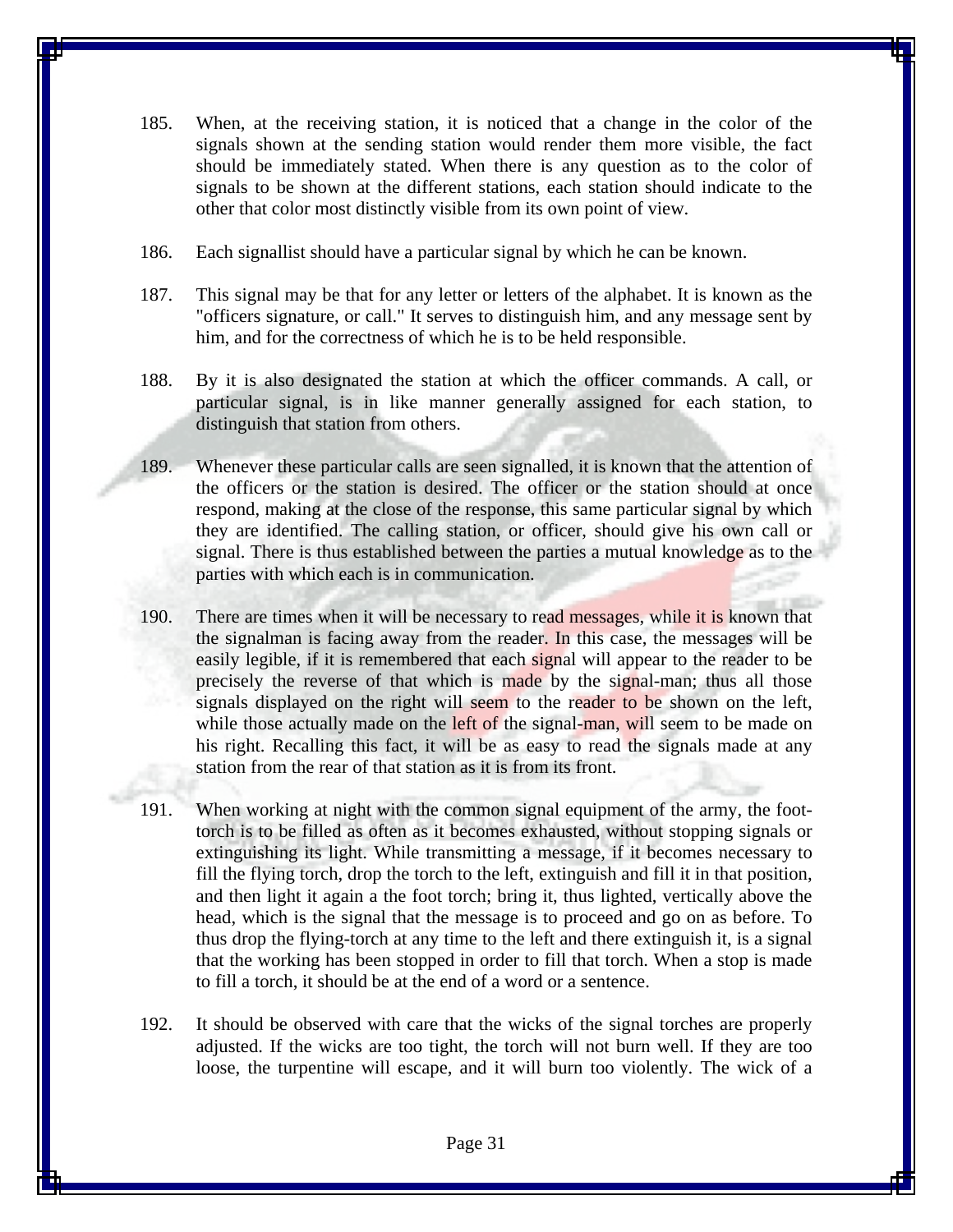185. When, at the receiving station, it is noticed that a change in the color of the signals shown at the sending station would render them more visible, the fact should be immediately stated. When there is any question as to the color of signals to be shown at the different stations, each station should indicate to the other that color most distinctly visible from its own point of view.

186. Each signallist should have a particular signal by which he can be known.

187. This signal may be that for any letter or letters of the alphabet. It is known as the "officers signature, or call." It serves to distinguish him, and any message sent by him, and for the correctness of which he is to be held responsible.

188. By it is also designated the station at which the officer commands. A call, or particular signal, is in like manner generally assigned for each station, to distinguish that station from others.

189. Whenever these particular calls are seen signalled, it is known that the attention of the officers or the station is desired. The officer or the station should at once respond, making at the close of the response, this same particular signal by which they are identified. The calling station, or officer, should give his own call or signal. There is thus established between the parties a mutual knowledge as to the parties with which each is in communication.

190. There are times when it will be necessary to read messages, while it is known that the signalman is facing away from the reader. In this case, the messages will be easily legible, if it is remembered that each signal will appear to the reader to be precisely the reverse of that which is made by the signal-man; thus all those signals displayed on the right will seem to the reader to be shown on the left, while those actually made on the left of the signal-man, will seem to be made on his right. Recalling this fact, it will be as easy to read the signals made at any station from the rear of that station as it is from its front.

191. When working at night with the common signal equipment of the army, the foot-torch is to be filled as often as it becomes exhausted, without stopping signals or extinguishing its light. While transmitting a message, if it becomes necessary to fill the flying torch, drop the torch to the left, extinguish and fill it in that position, and then light it again a the foot torch; bring it, thus lighted, vertically above the head, which is the signal that the message is to proceed and go on as before. To thus drop the flying-torch at any time to the left and there extinguish it, is a signal that the working has been stopped in order to fill that torch. When a stop is made to fill a torch, it should be at the end of a word or a sentence.

192. It should be observed with care that the wicks of the signal torches are properly adjusted. If the wicks are too tight, the torch will not burn well. If they are too loose, the turpentine will escape, and it will burn too violently. The wick of a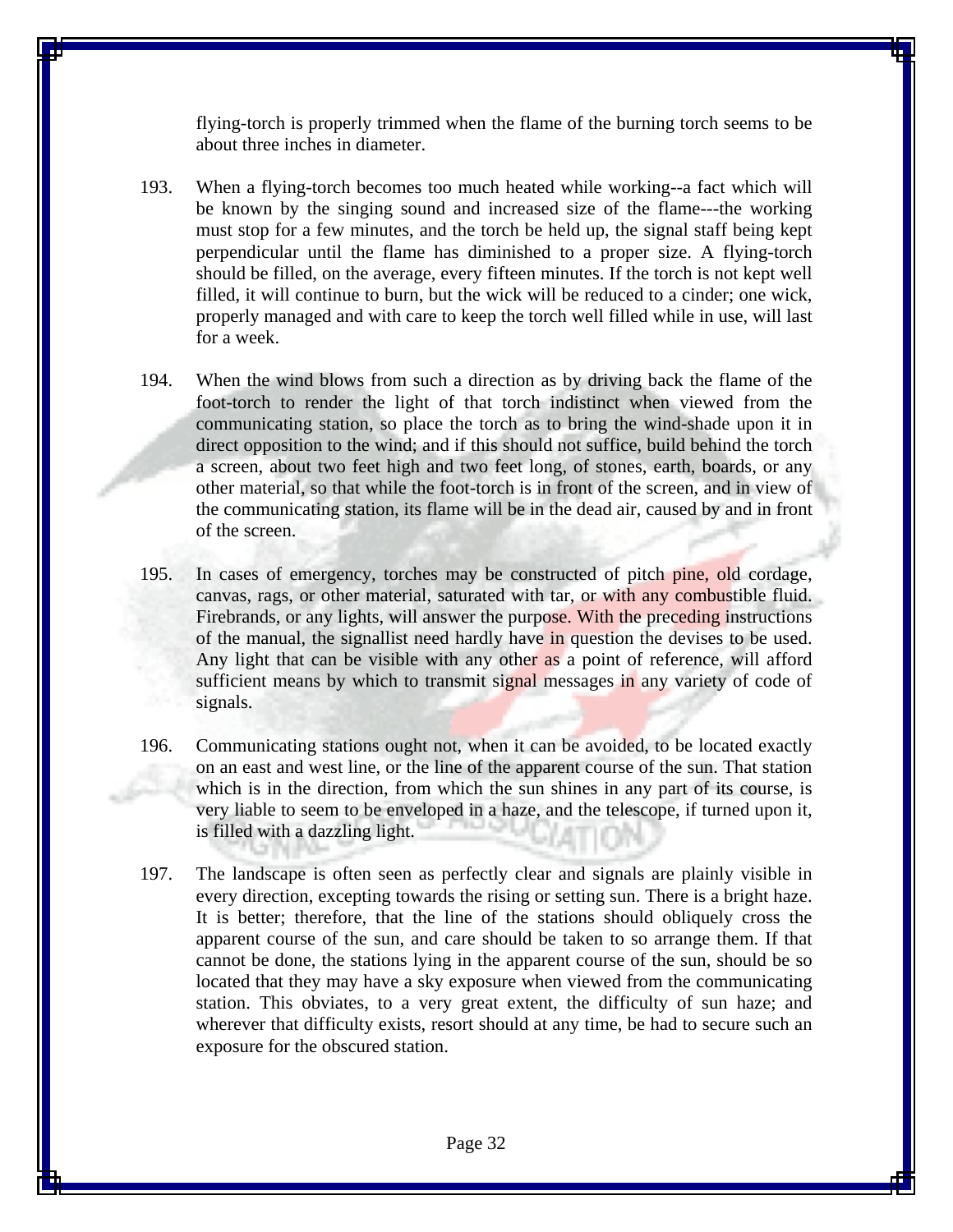flying-torch is properly trimmed when the flame of the burning torch seems to be about three inches in diameter.

193. When a flying-torch becomes too much heated while working--a fact which will be known by the singing sound and increased size of the flame---the working must stop for a few minutes, and the torch be held up, the signal staff being kept perpendicular until the flame has diminished to a proper size. A flying-torch should be filled, on the average, every fifteen minutes. If the torch is not kept well filled, it will continue to burn, but the wick will be reduced to a cinder; one wick, properly managed and with care to keep the torch well filled while in use, will last for a week.

194. When the wind blows from such a direction as by driving back the flame of the foot-torch to render the light of that torch indistinct when viewed from the communicating station, so place the torch as to bring the wind-shade upon it in direct opposition to the wind; and if this should not suffice, build behind the torch a screen, about two feet high and two feet long, of stones, earth, boards, or any other material, so that while the foot-torch is in front of the screen, and in view of the communicating station, its flame will be in the dead air, caused by and in front of the screen.

195. In cases of emergency, torches may be constructed of pitch pine, old cordage, canvas, rags, or other material, saturated with tar, or with any combustible fluid. Firebrands, or any lights, will answer the purpose. With the preceding instructions of the manual, the signallist need hardly have in question the devises to be used. Any light that can be visible with any other as a point of reference, will afford sufficient means by which to transmit signal messages in any variety of code of signals.

196. Communicating stations ought not, when it can be avoided, to be located exactly on an east and west line, or the line of the apparent course of the sun. That station which is in the direction, from which the sun shines in any part of its course, is very liable to seem to be enveloped in a haze, and the telescope, if turned upon it, is filled with a dazzling light.

197. The landscape is often seen as perfectly clear and signals are plainly visible in every direction, excepting towards the rising or setting sun. There is a bright haze. It is better; therefore, that the line of the stations should obliquely cross the apparent course of the sun, and care should be taken to so arrange them. If that cannot be done, the stations lying in the apparent course of the sun, should be so located that they may have a sky exposure when viewed from the communicating station. This obviates, to a very great extent, the difficulty of sun haze; and wherever that difficulty exists, resort should at any time, be had to secure such an exposure for the obscured station.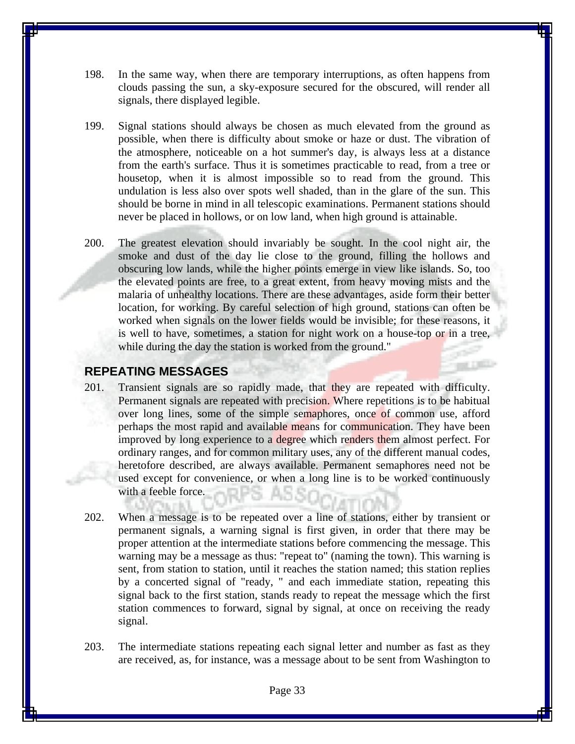198. In the same way, when there are temporary interruptions, as often happens from clouds passing the sun, a sky-exposure secured for the obscured, will render all signals, there displayed legible.

199. Signal stations should always be chosen as much elevated from the ground as possible, when there is difficulty about smoke or haze or dust. The vibration of the atmosphere, noticeable on a hot summer's day, is always less at a distance from the earth's surface. Thus it is sometimes practicable to read, from a tree or housetop, when it is almost impossible so to read from the ground. This undulation is less also over spots well shaded, than in the glare of the sun. This should be borne in mind in all telescopic examinations. Permanent stations should never be placed in hollows, or on low land, when high ground is attainable.

200. The greatest elevation should invariably be sought. In the cool night air, the smoke and dust of the day lie close to the ground, filling the hollows and obscuring low lands, while the higher points emerge in view like islands. So, too the elevated points are free, to a great extent, from heavy moving mists and the malaria of unhealthy locations. There are these advantages, aside form their better location, for working. By careful selection of high ground, stations can often be worked when signals on the lower fields would be invisible; for these reasons, it is well to have, sometimes, a station for night work on a house-top or in a tree, while during the day the station is worked from the ground."

## REPEATING MESSAGES

201. Transient signals are so rapidly made, that they are repeated with difficulty. Permanent signals are repeated with precision. Where repetitions is to be habitual over long lines, some of the simple semaphores, once of common use, afford perhaps the most rapid and available means for communication. They have been improved by long experience to a degree which renders them almost perfect. For ordinary ranges, and for common military uses, any of the different manual codes, heretofore described, are always available. Permanent semaphores need not be used except for convenience, or when a long line is to be worked continuously with a feeble force.

202. When a message is to be repeated over a line of stations, either by transient or permanent signals, a warning signal is first given, in order that there may be proper attention at the intermediate stations before commencing the message. This warning may be a message as thus: "repeat to" (naming the town). This warning is sent, from station to station, until it reaches the station named; this station replies by a concerted signal of "ready, " and each immediate station, repeating this signal back to the first station, stands ready to repeat the message which the first station commences to forward, signal by signal, at once on receiving the ready signal.

203. The intermediate stations repeating each signal letter and number as fast as they are received, as, for instance, was a message about to be sent from Washington to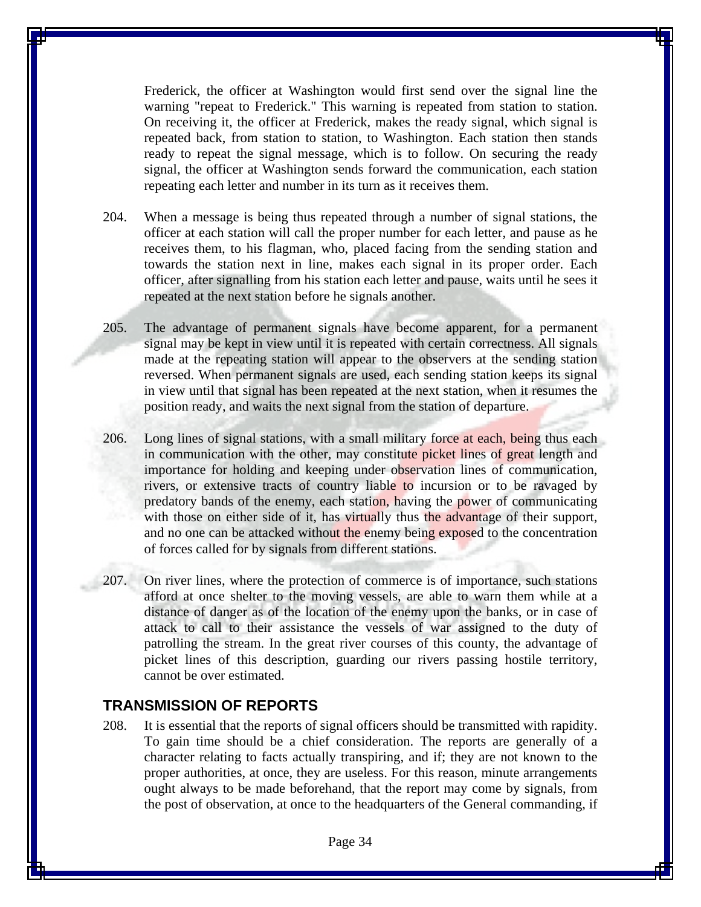Frederick, the officer at Washington would first send over the signal line the warning "repeat to Frederick." This warning is repeated from station to station. On receiving it, the officer at Frederick, makes the ready signal, which signal is repeated back, from station to station, to Washington. Each station then stands ready to repeat the signal message, which is to follow. On securing the ready signal, the officer at Washington sends forward the communication, each station repeating each letter and number in its turn as it receives them.

204. When a message is being thus repeated through a number of signal stations, the officer at each station will call the proper number for each letter, and pause as he receives them, to his flagman, who, placed facing from the sending station and towards the station next in line, makes each signal in its proper order. Each officer, after signalling from his station each letter and pause, waits until he sees it repeated at the next station before he signals another.

205. The advantage of permanent signals have become apparent, for a permanent signal may be kept in view until it is repeated with certain correctness. All signals made at the repeating station will appear to the observers at the sending station reversed. When permanent signals are used, each sending station keeps its signal in view until that signal has been repeated at the next station, when it resumes the position ready, and waits the next signal from the station of departure.

206. Long lines of signal stations, with a small military force at each, being thus each in communication with the other, may constitute picket lines of great length and importance for holding and keeping under observation lines of communication, rivers, or extensive tracts of country liable to incursion or to be ravaged by predatory bands of the enemy, each station, having the power of communicating with those on either side of it, has virtually thus the advantage of their support, and no one can be attacked without the enemy being exposed to the concentration of forces called for by signals from different stations.

207. On river lines, where the protection of commerce is of importance, such stations afford at once shelter to the moving vessels, are able to warn them while at a distance of danger as of the location of the enemy upon the banks, or in case of attack to call to their assistance the vessels of war assigned to the duty of patrolling the stream. In the great river courses of this county, the advantage of picket lines of this description, guarding our rivers passing hostile territory, cannot be over estimated.

## TRANSMISSION OF REPORTS

208. It is essential that the reports of signal officers should be transmitted with rapidity. To gain time should be a chief consideration. The reports are generally of a character relating to facts actually transpiring, and if; they are not known to the proper authorities, at once, they are useless. For this reason, minute arrangements ought always to be made beforehand, that the report may come by signals, from the post of observation, at once to the headquarters of the General commanding, if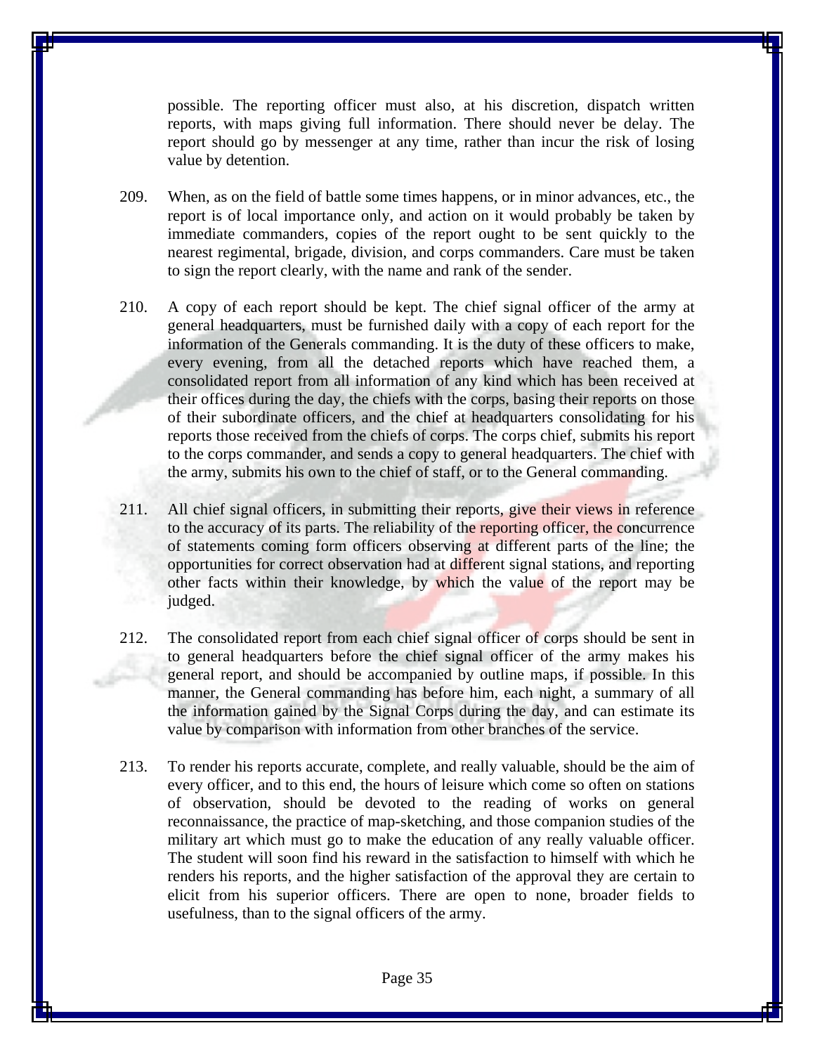possible. The reporting officer must also, at his discretion, dispatch written reports, with maps giving full information. There should never be delay. The report should go by messenger at any time, rather than incur the risk of losing value by detention.

209. When, as on the field of battle some times happens, or in minor advances, etc., the report is of local importance only, and action on it would probably be taken by immediate commanders, copies of the report ought to be sent quickly to the nearest regimental, brigade, division, and corps commanders. Care must be taken to sign the report clearly, with the name and rank of the sender.

210. A copy of each report should be kept. The chief signal officer of the army at general headquarters, must be furnished daily with a copy of each report for the information of the Generals commanding. It is the duty of these officers to make, every evening, from all the detached reports which have reached them, a consolidated report from all information of any kind which has been received at their offices during the day, the chiefs with the corps, basing their reports on those of their subordinate officers, and the chief at headquarters consolidating for his reports those received from the chiefs of corps. The corps chief, submits his report to the corps commander, and sends a copy to general headquarters. The chief with the army, submits his own to the chief of staff, or to the General commanding.

211. All chief signal officers, in submitting their reports, give their views in reference to the accuracy of its parts. The reliability of the reporting officer, the concurrence of statements coming form officers observing at different parts of the line; the opportunities for correct observation had at different signal stations, and reporting other facts within their knowledge, by which the value of the report may be judged.

212. The consolidated report from each chief signal officer of corps should be sent in to general headquarters before the chief signal officer of the army makes his general report, and should be accompanied by outline maps, if possible. In this manner, the General commanding has before him, each night, a summary of all the information gained by the Signal Corps during the day, and can estimate its value by comparison with information from other branches of the service.

213. To render his reports accurate, complete, and really valuable, should be the aim of every officer, and to this end, the hours of leisure which come so often on stations of observation, should be devoted to the reading of works on general reconnaissance, the practice of map-sketching, and those companion studies of the military art which must go to make the education of any really valuable officer. The student will soon find his reward in the satisfaction to himself with which he renders his reports, and the higher satisfaction of the approval they are certain to elicit from his superior officers. There are open to none, broader fields to usefulness, than to the signal officers of the army.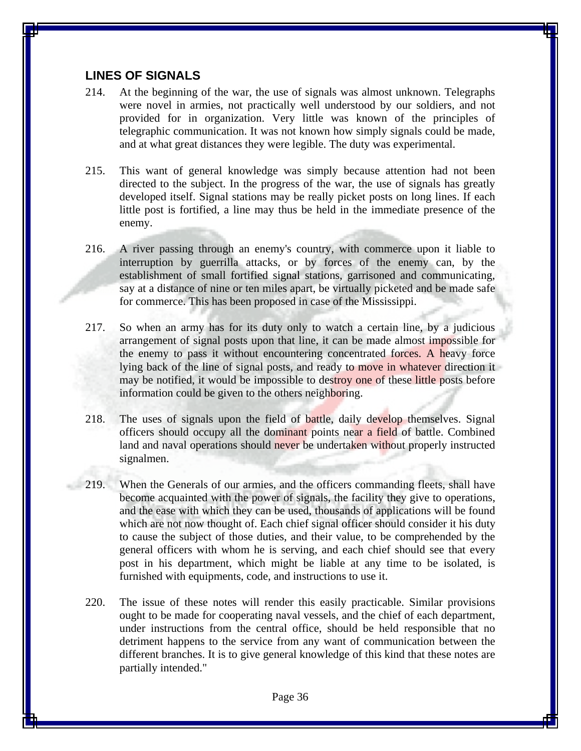## LINES OF SIGNALS

214. At the beginning of the war, the use of signals was almost unknown. Telegraphs were novel in armies, not practically well understood by our soldiers, and not provided for in organization. Very little was known of the principles of telegraphic communication. It was not known how simply signals could be made, and at what great distances they were legible. The duty was experimental.

215. This want of general knowledge was simply because attention had not been directed to the subject. In the progress of the war, the use of signals has greatly developed itself. Signal stations may be really picket posts on long lines. If each little post is fortified, a line may thus be held in the immediate presence of the enemy.

216. A river passing through an enemy's country, with commerce upon it liable to interruption by guerrilla attacks, or by forces of the enemy can, by the establishment of small fortified signal stations, garrisoned and communicating, say at a distance of nine or ten miles apart, be virtually picketed and be made safe for commerce. This has been proposed in case of the Mississippi.

217. So when an army has for its duty only to watch a certain line, by a judicious arrangement of signal posts upon that line, it can be made almost impossible for the enemy to pass it without encountering concentrated forces. A heavy force lying back of the line of signal posts, and ready to move in whatever direction it may be notified, it would be impossible to destroy one of these little posts before information could be given to the others neighboring.

218. The uses of signals upon the field of battle, daily develop themselves. Signal officers should occupy all the dominant points near a field of battle. Combined land and naval operations should never be undertaken without properly instructed signalmen.

219. When the Generals of our armies, and the officers commanding fleets, shall have become acquainted with the power of signals, the facility they give to operations, and the ease with which they can be used, thousands of applications will be found which are not now thought of. Each chief signal officer should consider it his duty to cause the subject of those duties, and their value, to be comprehended by the general officers with whom he is serving, and each chief should see that every post in his department, which might be liable at any time to be isolated, is furnished with equipments, code, and instructions to use it.

220. The issue of these notes will render this easily practicable. Similar provisions ought to be made for cooperating naval vessels, and the chief of each department, under instructions from the central office, should be held responsible that no detriment happens to the service from any want of communication between the different branches. It is to give general knowledge of this kind that these notes are partially intended."